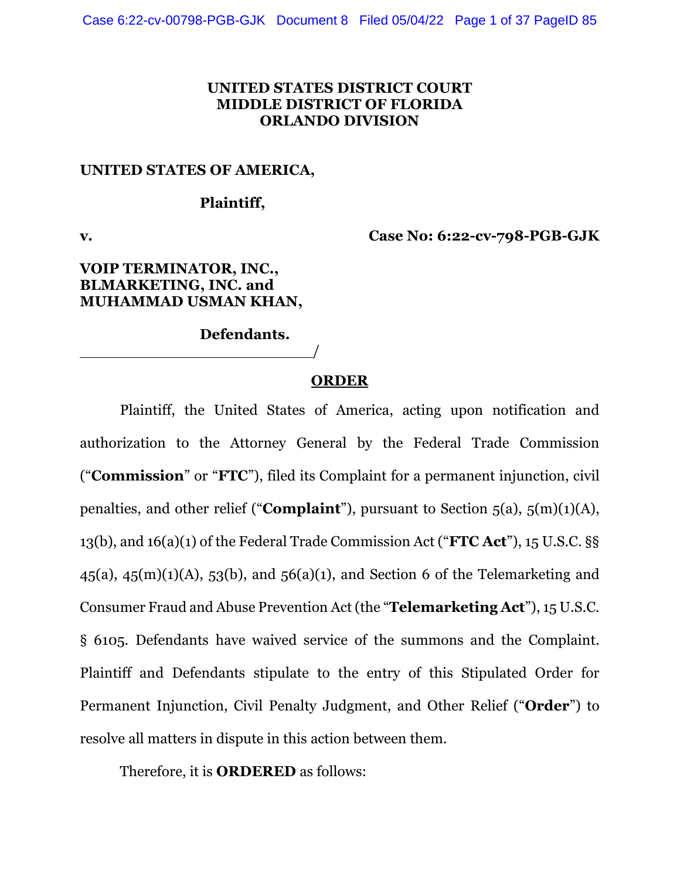**UNITED STATES DISTRICT COURT**
**MIDDLE DISTRICT OF FLORIDA**
**ORLANDO DIVISION**

**UNITED STATES OF AMERICA,**

**Plaintiff,**

**v.** **Case No: 6:22-cv-798-PGB-GJK**

**VOIP TERMINATOR, INC., BLMARKETING, INC. and MUHAMMAD USMAN KHAN,**

**Defendants.**
______________________________/

## ORDER

Plaintiff, the United States of America, acting upon notification and authorization to the Attorney General by the Federal Trade Commission ("**Commission**" or "**FTC**"), filed its Complaint for a permanent injunction, civil penalties, and other relief ("**Complaint**"), pursuant to Section 5(a), 5(m)(1)(A), 13(b), and 16(a)(1) of the Federal Trade Commission Act ("**FTC Act**"), 15 U.S.C. §§ 45(a), 45(m)(1)(A), 53(b), and 56(a)(1), and Section 6 of the Telemarketing and Consumer Fraud and Abuse Prevention Act (the "**Telemarketing Act**"), 15 U.S.C. § 6105. Defendants have waived service of the summons and the Complaint. Plaintiff and Defendants stipulate to the entry of this Stipulated Order for Permanent Injunction, Civil Penalty Judgment, and Other Relief ("**Order**") to resolve all matters in dispute in this action between them.

Therefore, it is **ORDERED** as follows: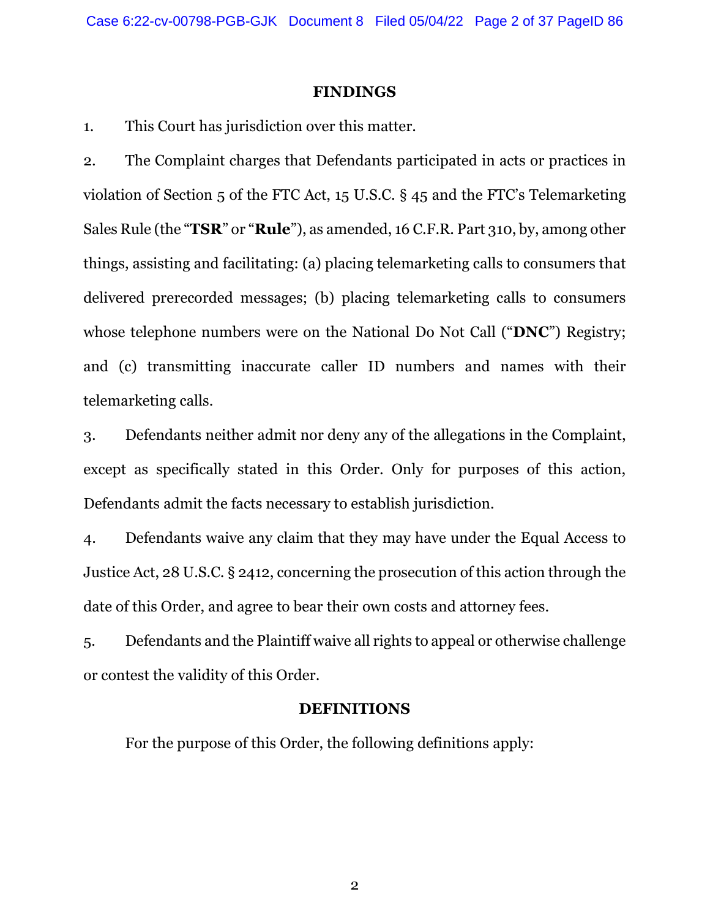## FINDINGS

1. This Court has jurisdiction over this matter.

2. The Complaint charges that Defendants participated in acts or practices in violation of Section 5 of the FTC Act, 15 U.S.C. § 45 and the FTC's Telemarketing Sales Rule (the "**TSR**" or "**Rule**"), as amended, 16 C.F.R. Part 310, by, among other things, assisting and facilitating: (a) placing telemarketing calls to consumers that delivered prerecorded messages; (b) placing telemarketing calls to consumers whose telephone numbers were on the National Do Not Call ("**DNC**") Registry; and (c) transmitting inaccurate caller ID numbers and names with their telemarketing calls.

3. Defendants neither admit nor deny any of the allegations in the Complaint, except as specifically stated in this Order. Only for purposes of this action, Defendants admit the facts necessary to establish jurisdiction.

4. Defendants waive any claim that they may have under the Equal Access to Justice Act, 28 U.S.C. § 2412, concerning the prosecution of this action through the date of this Order, and agree to bear their own costs and attorney fees.

5. Defendants and the Plaintiff waive all rights to appeal or otherwise challenge or contest the validity of this Order.

## DEFINITIONS

For the purpose of this Order, the following definitions apply: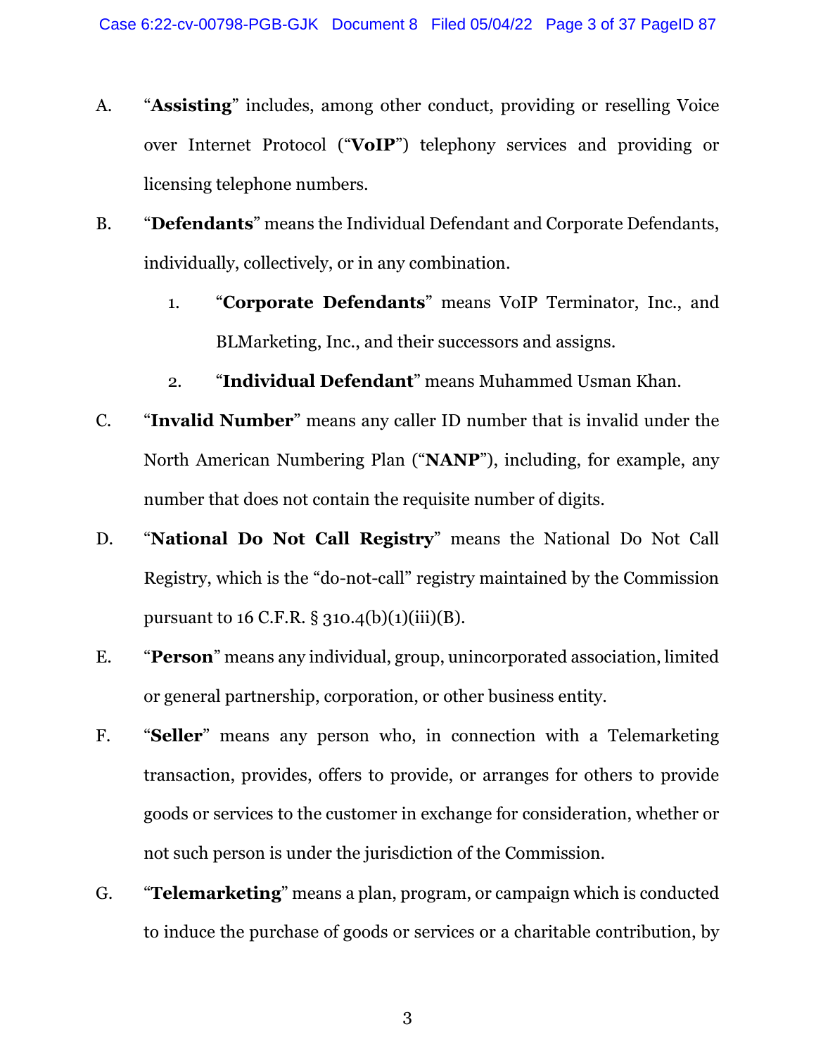A. "**Assisting**" includes, among other conduct, providing or reselling Voice over Internet Protocol ("**VoIP**") telephony services and providing or licensing telephone numbers.

B. "**Defendants**" means the Individual Defendant and Corporate Defendants, individually, collectively, or in any combination.

   1. "**Corporate Defendants**" means VoIP Terminator, Inc., and BLMarketing, Inc., and their successors and assigns.

   2. "**Individual Defendant**" means Muhammed Usman Khan.

C. "**Invalid Number**" means any caller ID number that is invalid under the North American Numbering Plan ("**NANP**"), including, for example, any number that does not contain the requisite number of digits.

D. "**National Do Not Call Registry**" means the National Do Not Call Registry, which is the "do-not-call" registry maintained by the Commission pursuant to 16 C.F.R. § 310.4(b)(1)(iii)(B).

E. "**Person**" means any individual, group, unincorporated association, limited or general partnership, corporation, or other business entity.

F. "**Seller**" means any person who, in connection with a Telemarketing transaction, provides, offers to provide, or arranges for others to provide goods or services to the customer in exchange for consideration, whether or not such person is under the jurisdiction of the Commission.

G. "**Telemarketing**" means a plan, program, or campaign which is conducted to induce the purchase of goods or services or a charitable contribution, by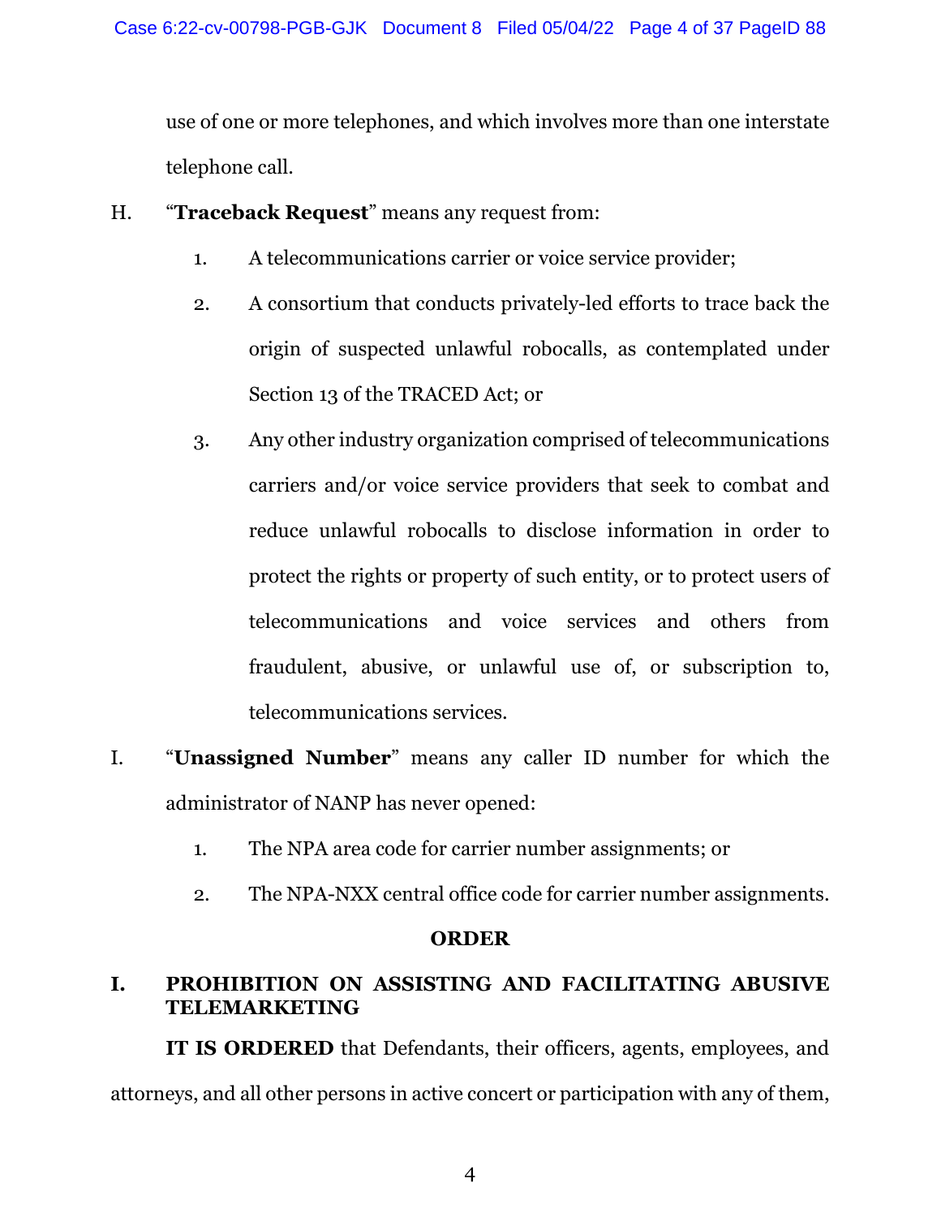use of one or more telephones, and which involves more than one interstate telephone call.

H. "**Traceback Request**" means any request from:

1. A telecommunications carrier or voice service provider;

2. A consortium that conducts privately-led efforts to trace back the origin of suspected unlawful robocalls, as contemplated under Section 13 of the TRACED Act; or

3. Any other industry organization comprised of telecommunications carriers and/or voice service providers that seek to combat and reduce unlawful robocalls to disclose information in order to protect the rights or property of such entity, or to protect users of telecommunications and voice services and others from fraudulent, abusive, or unlawful use of, or subscription to, telecommunications services.

I. "**Unassigned Number**" means any caller ID number for which the administrator of NANP has never opened:

1. The NPA area code for carrier number assignments; or

2. The NPA-NXX central office code for carrier number assignments.

## ORDER

## I. PROHIBITION ON ASSISTING AND FACILITATING ABUSIVE TELEMARKETING

**IT IS ORDERED** that Defendants, their officers, agents, employees, and attorneys, and all other persons in active concert or participation with any of them,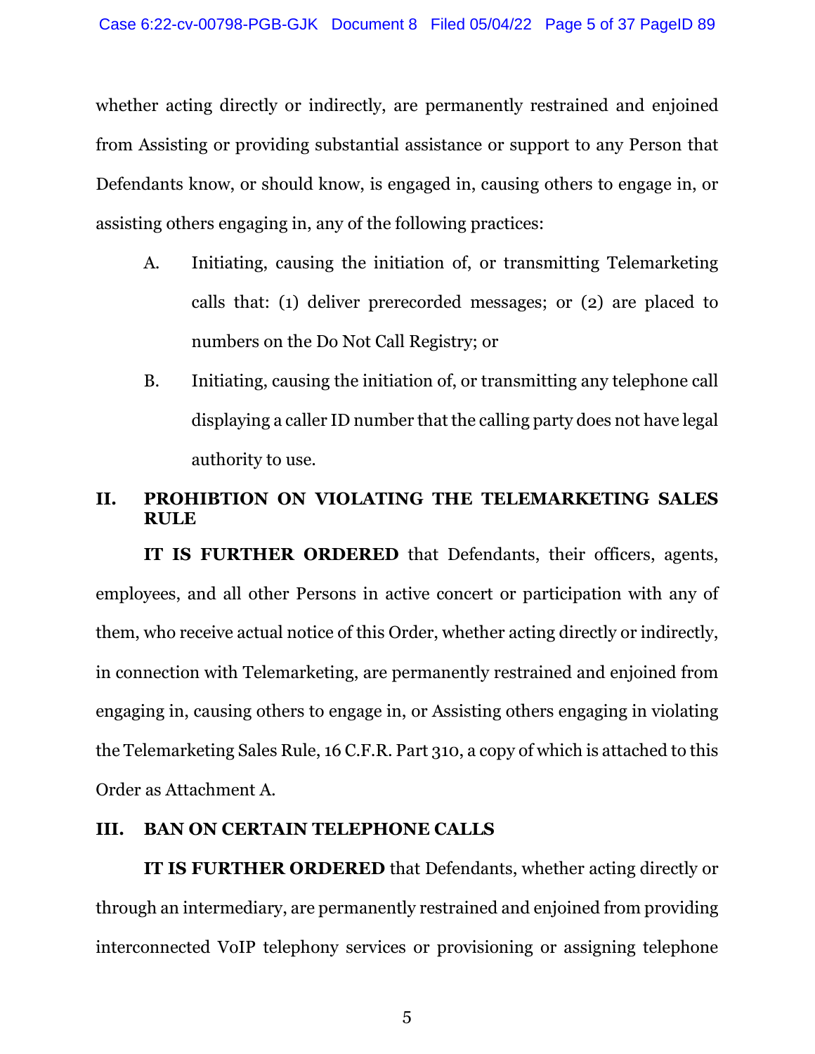whether acting directly or indirectly, are permanently restrained and enjoined from Assisting or providing substantial assistance or support to any Person that Defendants know, or should know, is engaged in, causing others to engage in, or assisting others engaging in, any of the following practices:

A. Initiating, causing the initiation of, or transmitting Telemarketing calls that: (1) deliver prerecorded messages; or (2) are placed to numbers on the Do Not Call Registry; or

B. Initiating, causing the initiation of, or transmitting any telephone call displaying a caller ID number that the calling party does not have legal authority to use.

## II. PROHIBTION ON VIOLATING THE TELEMARKETING SALES RULE

**IT IS FURTHER ORDERED** that Defendants, their officers, agents, employees, and all other Persons in active concert or participation with any of them, who receive actual notice of this Order, whether acting directly or indirectly, in connection with Telemarketing, are permanently restrained and enjoined from engaging in, causing others to engage in, or Assisting others engaging in violating the Telemarketing Sales Rule, 16 C.F.R. Part 310, a copy of which is attached to this Order as Attachment A.

## III. BAN ON CERTAIN TELEPHONE CALLS

**IT IS FURTHER ORDERED** that Defendants, whether acting directly or through an intermediary, are permanently restrained and enjoined from providing interconnected VoIP telephony services or provisioning or assigning telephone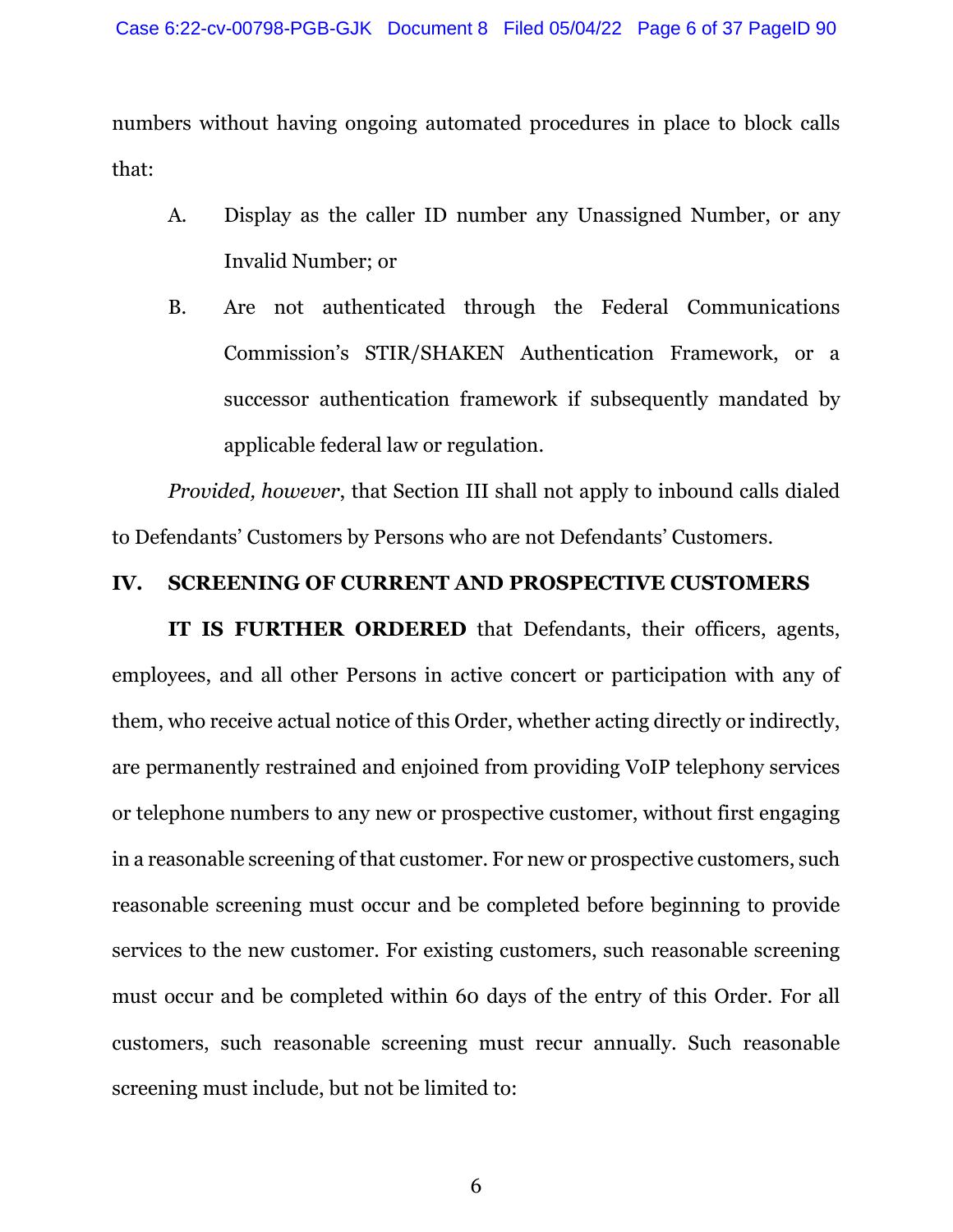numbers without having ongoing automated procedures in place to block calls that:

A. Display as the caller ID number any Unassigned Number, or any Invalid Number; or

B. Are not authenticated through the Federal Communications Commission's STIR/SHAKEN Authentication Framework, or a successor authentication framework if subsequently mandated by applicable federal law or regulation.

*Provided, however,* that Section III shall not apply to inbound calls dialed to Defendants' Customers by Persons who are not Defendants' Customers.

## IV. SCREENING OF CURRENT AND PROSPECTIVE CUSTOMERS

**IT IS FURTHER ORDERED** that Defendants, their officers, agents, employees, and all other Persons in active concert or participation with any of them, who receive actual notice of this Order, whether acting directly or indirectly, are permanently restrained and enjoined from providing VoIP telephony services or telephone numbers to any new or prospective customer, without first engaging in a reasonable screening of that customer. For new or prospective customers, such reasonable screening must occur and be completed before beginning to provide services to the new customer. For existing customers, such reasonable screening must occur and be completed within 60 days of the entry of this Order. For all customers, such reasonable screening must recur annually. Such reasonable screening must include, but not be limited to: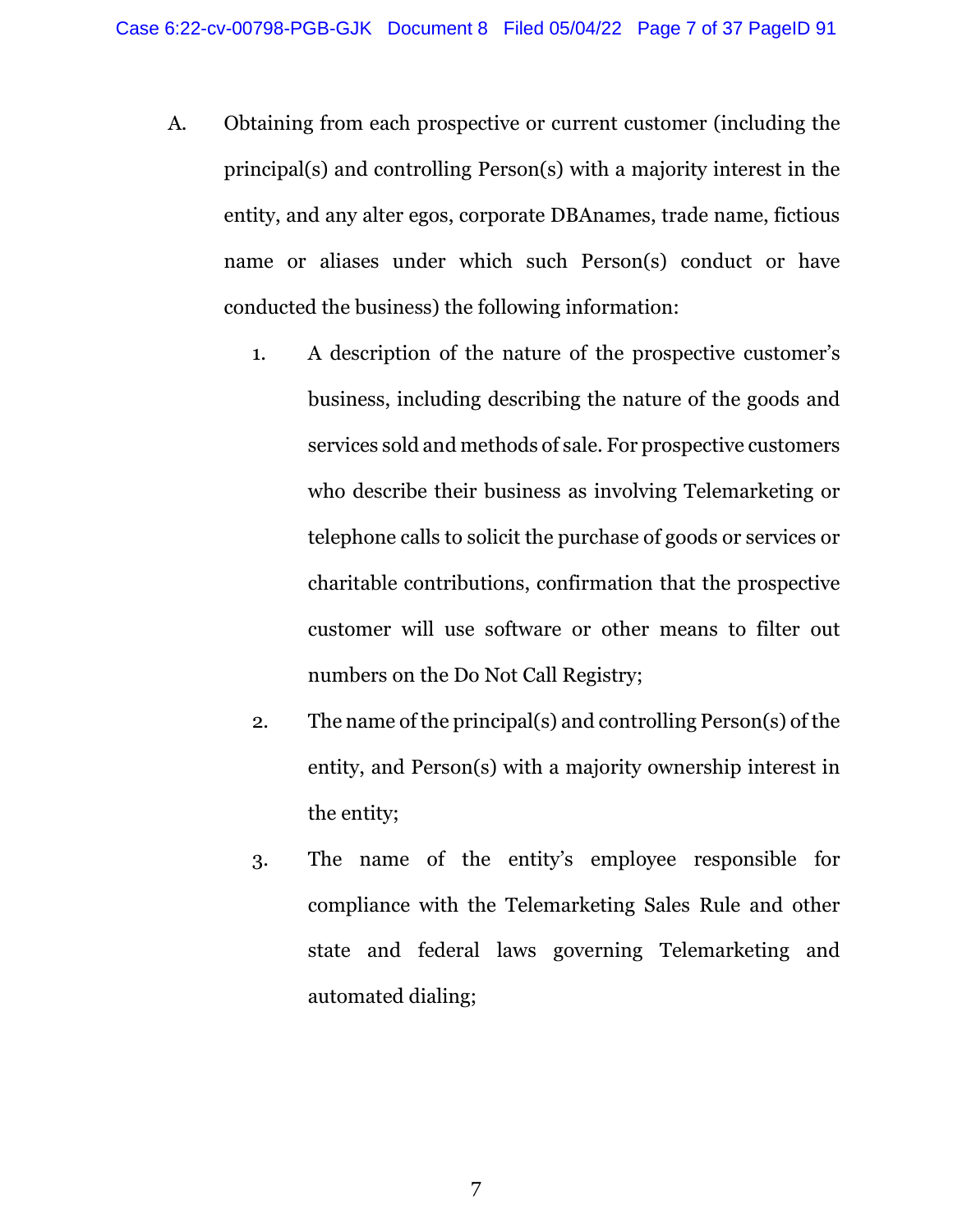A. Obtaining from each prospective or current customer (including the principal(s) and controlling Person(s) with a majority interest in the entity, and any alter egos, corporate DBAnames, trade name, fictious name or aliases under which such Person(s) conduct or have conducted the business) the following information:

1. A description of the nature of the prospective customer's business, including describing the nature of the goods and services sold and methods of sale. For prospective customers who describe their business as involving Telemarketing or telephone calls to solicit the purchase of goods or services or charitable contributions, confirmation that the prospective customer will use software or other means to filter out numbers on the Do Not Call Registry;

2. The name of the principal(s) and controlling Person(s) of the entity, and Person(s) with a majority ownership interest in the entity;

3. The name of the entity's employee responsible for compliance with the Telemarketing Sales Rule and other state and federal laws governing Telemarketing and automated dialing;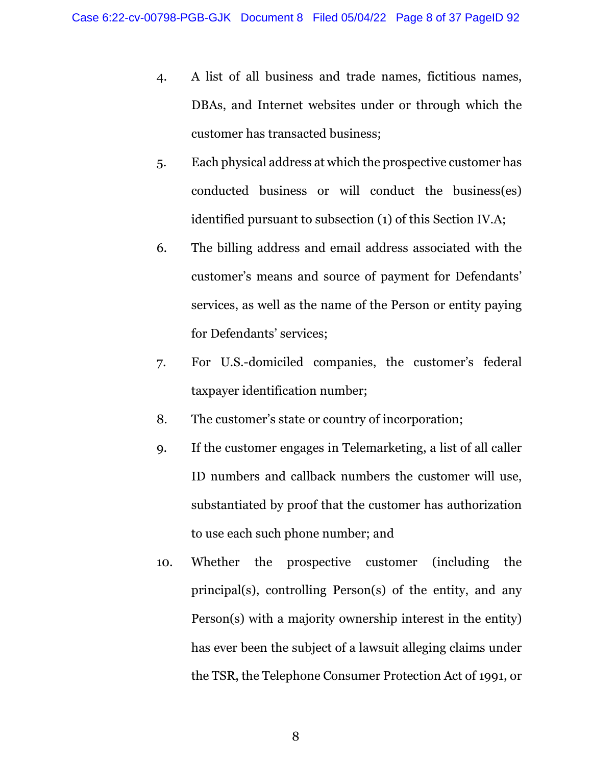4. A list of all business and trade names, fictitious names, DBAs, and Internet websites under or through which the customer has transacted business;

5. Each physical address at which the prospective customer has conducted business or will conduct the business(es) identified pursuant to subsection (1) of this Section IV.A;

6. The billing address and email address associated with the customer's means and source of payment for Defendants' services, as well as the name of the Person or entity paying for Defendants' services;

7. For U.S.-domiciled companies, the customer's federal taxpayer identification number;

8. The customer's state or country of incorporation;

9. If the customer engages in Telemarketing, a list of all caller ID numbers and callback numbers the customer will use, substantiated by proof that the customer has authorization to use each such phone number; and

10. Whether the prospective customer (including the principal(s), controlling Person(s) of the entity, and any Person(s) with a majority ownership interest in the entity) has ever been the subject of a lawsuit alleging claims under the TSR, the Telephone Consumer Protection Act of 1991, or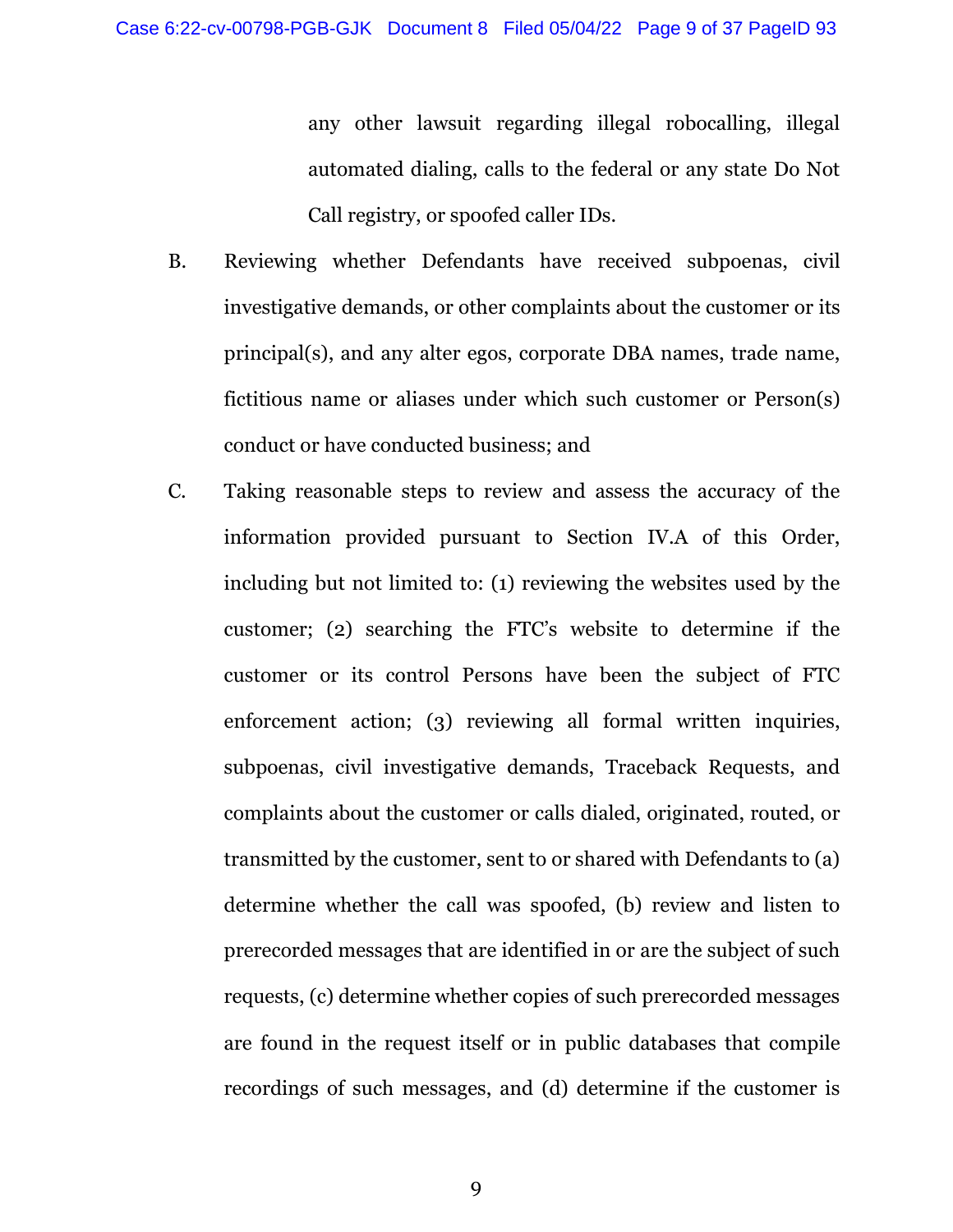any other lawsuit regarding illegal robocalling, illegal automated dialing, calls to the federal or any state Do Not Call registry, or spoofed caller IDs.

B. Reviewing whether Defendants have received subpoenas, civil investigative demands, or other complaints about the customer or its principal(s), and any alter egos, corporate DBA names, trade name, fictitious name or aliases under which such customer or Person(s) conduct or have conducted business; and

C. Taking reasonable steps to review and assess the accuracy of the information provided pursuant to Section IV.A of this Order, including but not limited to: (1) reviewing the websites used by the customer; (2) searching the FTC's website to determine if the customer or its control Persons have been the subject of FTC enforcement action; (3) reviewing all formal written inquiries, subpoenas, civil investigative demands, Traceback Requests, and complaints about the customer or calls dialed, originated, routed, or transmitted by the customer, sent to or shared with Defendants to (a) determine whether the call was spoofed, (b) review and listen to prerecorded messages that are identified in or are the subject of such requests, (c) determine whether copies of such prerecorded messages are found in the request itself or in public databases that compile recordings of such messages, and (d) determine if the customer is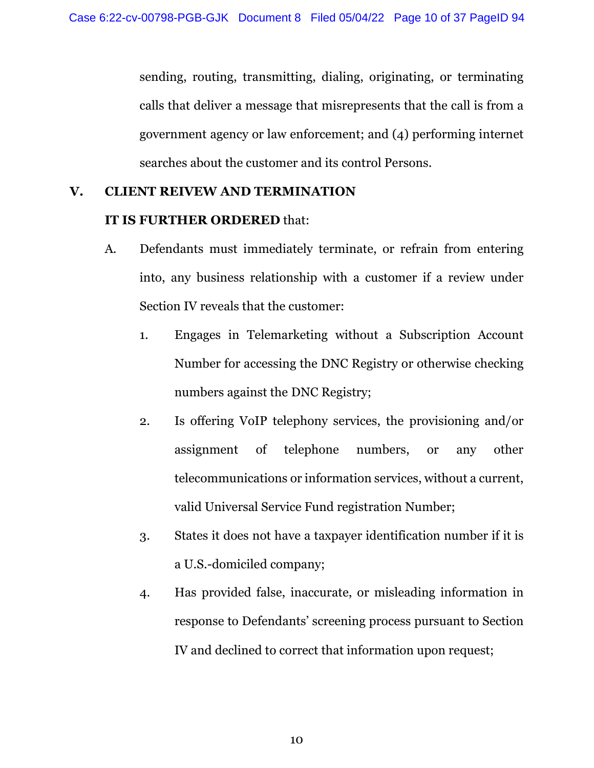sending, routing, transmitting, dialing, originating, or terminating calls that deliver a message that misrepresents that the call is from a government agency or law enforcement; and (4) performing internet searches about the customer and its control Persons.

## V. CLIENT REIVEW AND TERMINATION

**IT IS FURTHER ORDERED** that:

A. Defendants must immediately terminate, or refrain from entering into, any business relationship with a customer if a review under Section IV reveals that the customer:

1. Engages in Telemarketing without a Subscription Account Number for accessing the DNC Registry or otherwise checking numbers against the DNC Registry;

2. Is offering VoIP telephony services, the provisioning and/or assignment of telephone numbers, or any other telecommunications or information services, without a current, valid Universal Service Fund registration Number;

3. States it does not have a taxpayer identification number if it is a U.S.-domiciled company;

4. Has provided false, inaccurate, or misleading information in response to Defendants' screening process pursuant to Section IV and declined to correct that information upon request;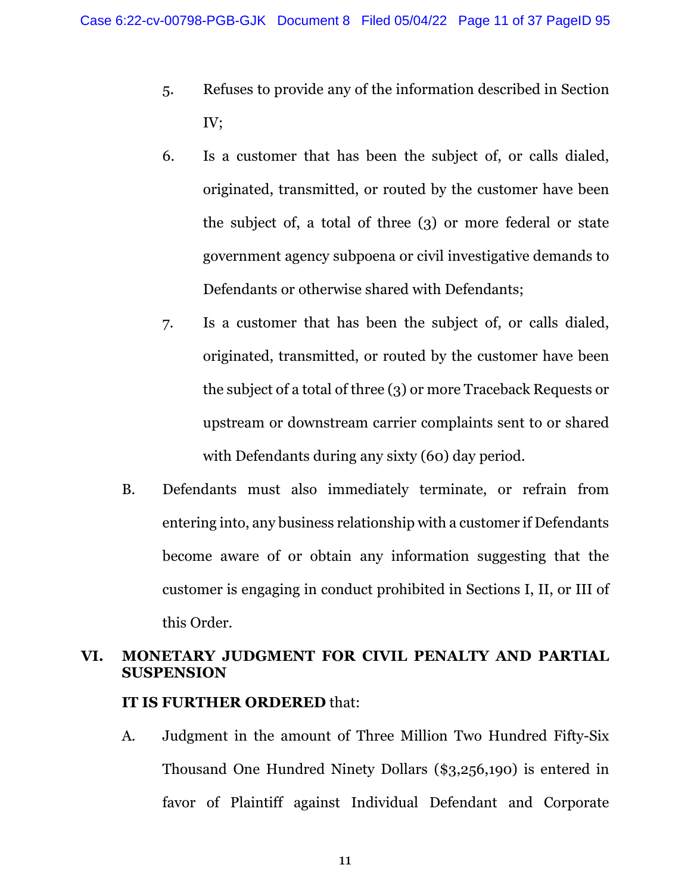5. Refuses to provide any of the information described in Section IV;

6. Is a customer that has been the subject of, or calls dialed, originated, transmitted, or routed by the customer have been the subject of, a total of three (3) or more federal or state government agency subpoena or civil investigative demands to Defendants or otherwise shared with Defendants;

7. Is a customer that has been the subject of, or calls dialed, originated, transmitted, or routed by the customer have been the subject of a total of three (3) or more Traceback Requests or upstream or downstream carrier complaints sent to or shared with Defendants during any sixty (60) day period.

B. Defendants must also immediately terminate, or refrain from entering into, any business relationship with a customer if Defendants become aware of or obtain any information suggesting that the customer is engaging in conduct prohibited in Sections I, II, or III of this Order.

## VI. MONETARY JUDGMENT FOR CIVIL PENALTY AND PARTIAL SUSPENSION

**IT IS FURTHER ORDERED** that:

A. Judgment in the amount of Three Million Two Hundred Fifty-Six Thousand One Hundred Ninety Dollars ($3,256,190) is entered in favor of Plaintiff against Individual Defendant and Corporate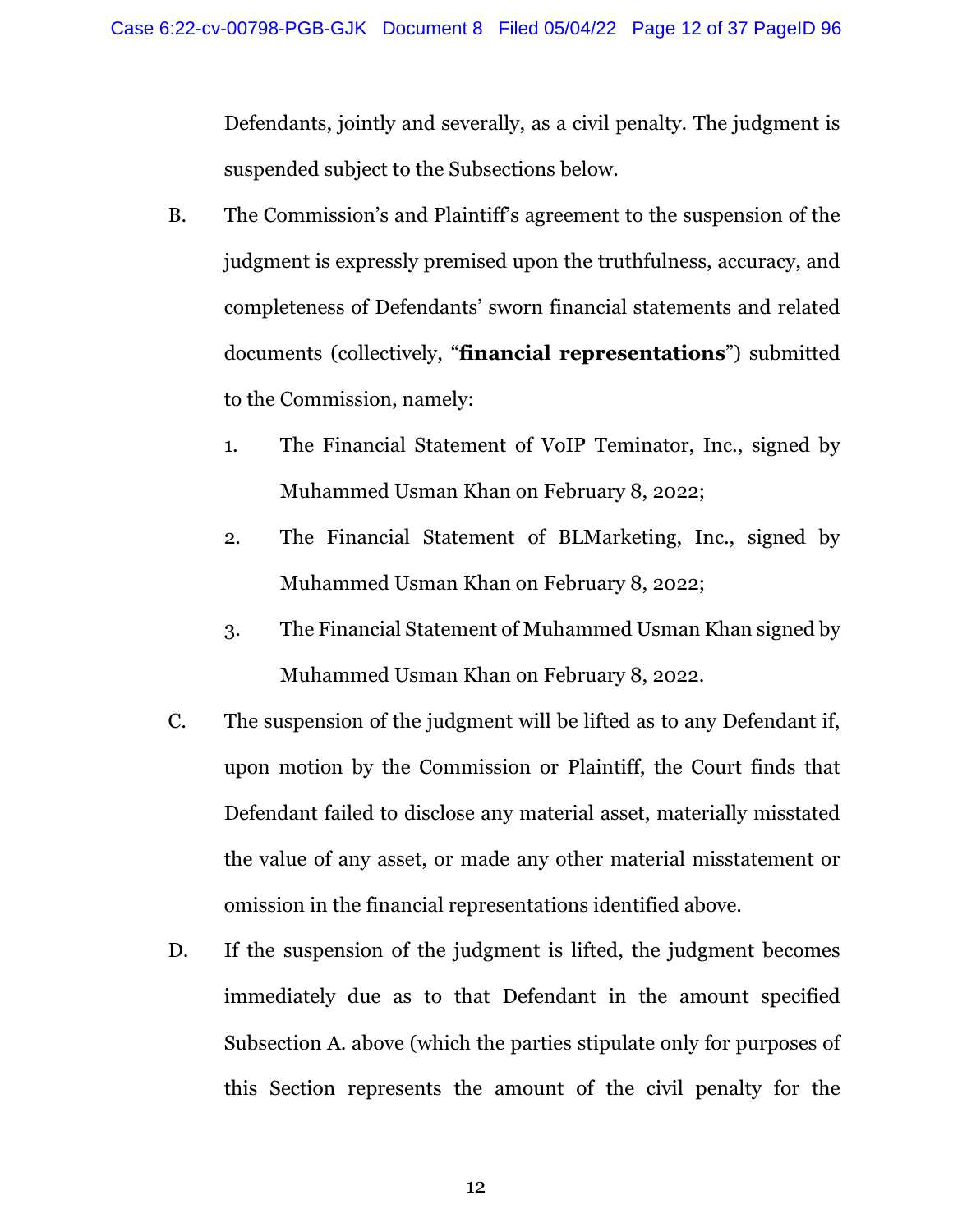Defendants, jointly and severally, as a civil penalty. The judgment is suspended subject to the Subsections below.

B. The Commission's and Plaintiff's agreement to the suspension of the judgment is expressly premised upon the truthfulness, accuracy, and completeness of Defendants' sworn financial statements and related documents (collectively, "**financial representations**") submitted to the Commission, namely:

 1. The Financial Statement of VoIP Teminator, Inc., signed by Muhammed Usman Khan on February 8, 2022;

 2. The Financial Statement of BLMarketing, Inc., signed by Muhammed Usman Khan on February 8, 2022;

 3. The Financial Statement of Muhammed Usman Khan signed by Muhammed Usman Khan on February 8, 2022.

C. The suspension of the judgment will be lifted as to any Defendant if, upon motion by the Commission or Plaintiff, the Court finds that Defendant failed to disclose any material asset, materially misstated the value of any asset, or made any other material misstatement or omission in the financial representations identified above.

D. If the suspension of the judgment is lifted, the judgment becomes immediately due as to that Defendant in the amount specified Subsection A. above (which the parties stipulate only for purposes of this Section represents the amount of the civil penalty for the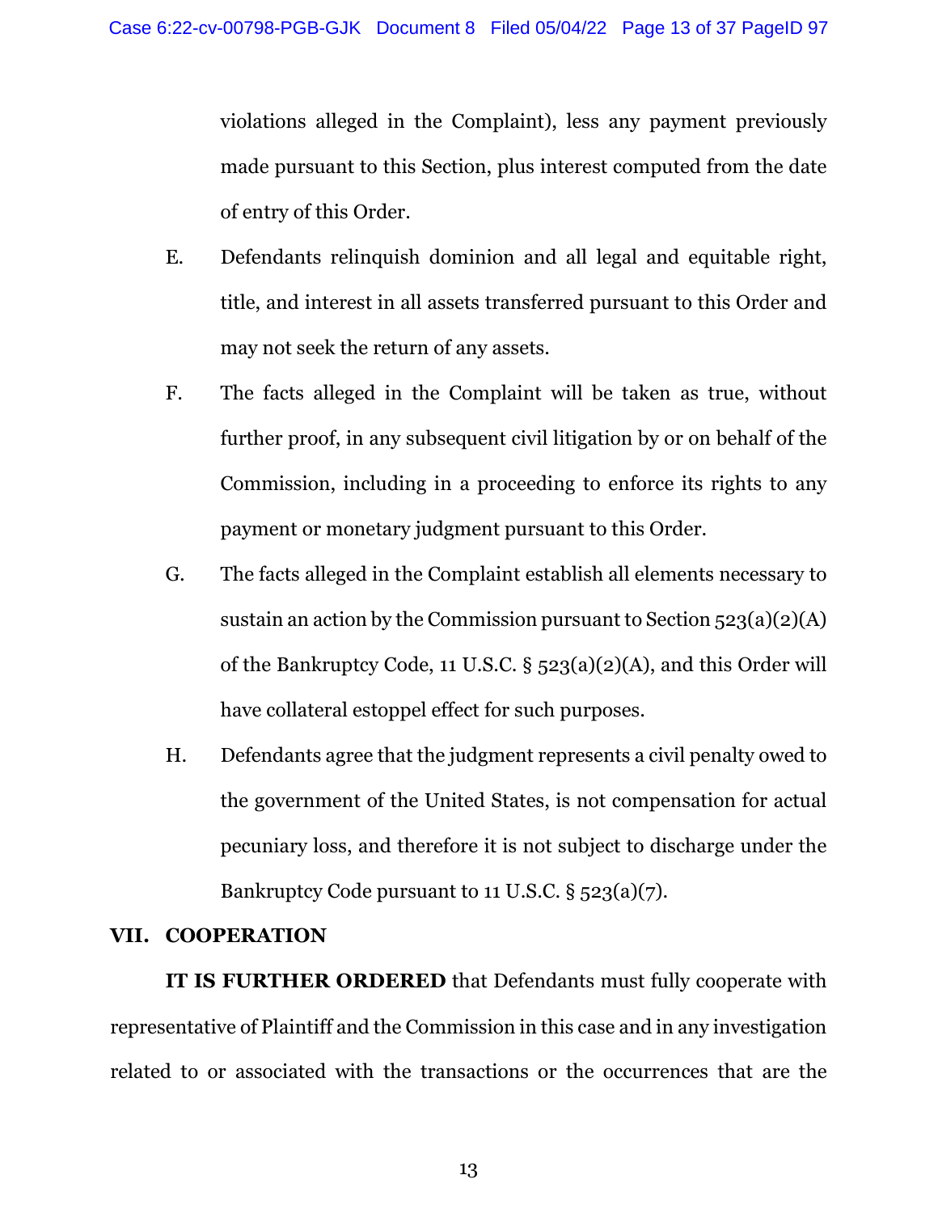violations alleged in the Complaint), less any payment previously made pursuant to this Section, plus interest computed from the date of entry of this Order.

E. Defendants relinquish dominion and all legal and equitable right, title, and interest in all assets transferred pursuant to this Order and may not seek the return of any assets.

F. The facts alleged in the Complaint will be taken as true, without further proof, in any subsequent civil litigation by or on behalf of the Commission, including in a proceeding to enforce its rights to any payment or monetary judgment pursuant to this Order.

G. The facts alleged in the Complaint establish all elements necessary to sustain an action by the Commission pursuant to Section 523(a)(2)(A) of the Bankruptcy Code, 11 U.S.C. § 523(a)(2)(A), and this Order will have collateral estoppel effect for such purposes.

H. Defendants agree that the judgment represents a civil penalty owed to the government of the United States, is not compensation for actual pecuniary loss, and therefore it is not subject to discharge under the Bankruptcy Code pursuant to 11 U.S.C. § 523(a)(7).

## VII. COOPERATION

**IT IS FURTHER ORDERED** that Defendants must fully cooperate with representative of Plaintiff and the Commission in this case and in any investigation related to or associated with the transactions or the occurrences that are the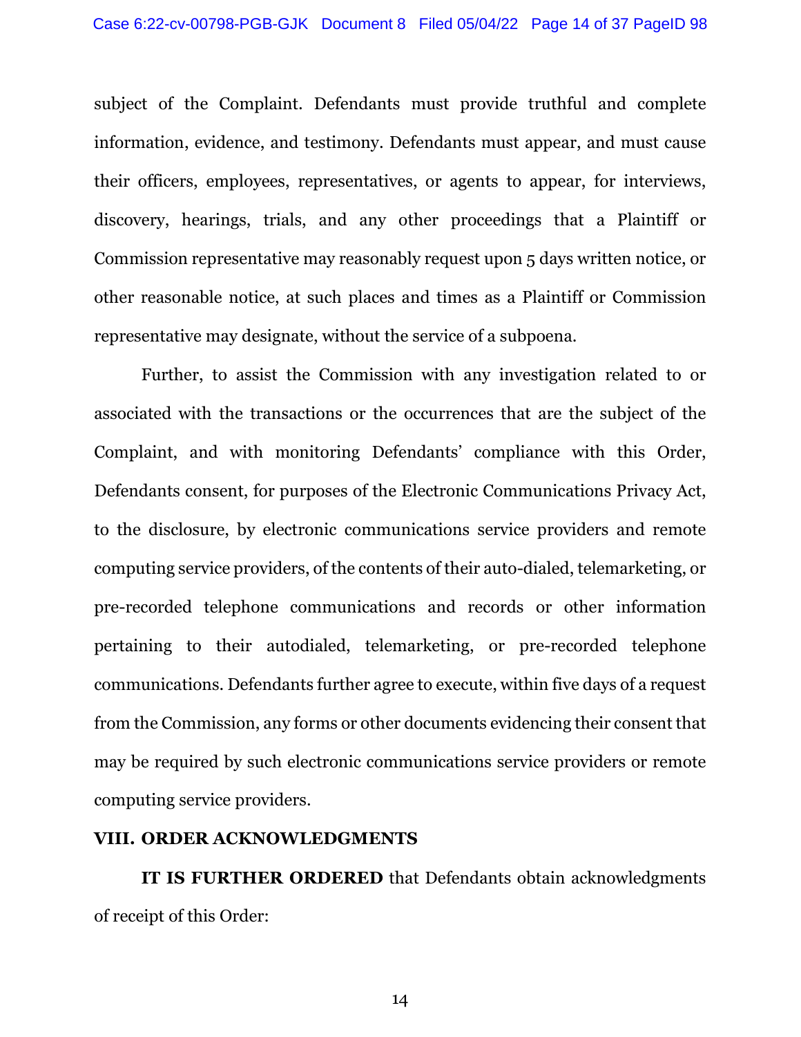subject of the Complaint. Defendants must provide truthful and complete information, evidence, and testimony. Defendants must appear, and must cause their officers, employees, representatives, or agents to appear, for interviews, discovery, hearings, trials, and any other proceedings that a Plaintiff or Commission representative may reasonably request upon 5 days written notice, or other reasonable notice, at such places and times as a Plaintiff or Commission representative may designate, without the service of a subpoena.

Further, to assist the Commission with any investigation related to or associated with the transactions or the occurrences that are the subject of the Complaint, and with monitoring Defendants' compliance with this Order, Defendants consent, for purposes of the Electronic Communications Privacy Act, to the disclosure, by electronic communications service providers and remote computing service providers, of the contents of their auto-dialed, telemarketing, or pre-recorded telephone communications and records or other information pertaining to their autodialed, telemarketing, or pre-recorded telephone communications. Defendants further agree to execute, within five days of a request from the Commission, any forms or other documents evidencing their consent that may be required by such electronic communications service providers or remote computing service providers.

## VIII. ORDER ACKNOWLEDGMENTS

**IT IS FURTHER ORDERED** that Defendants obtain acknowledgments of receipt of this Order: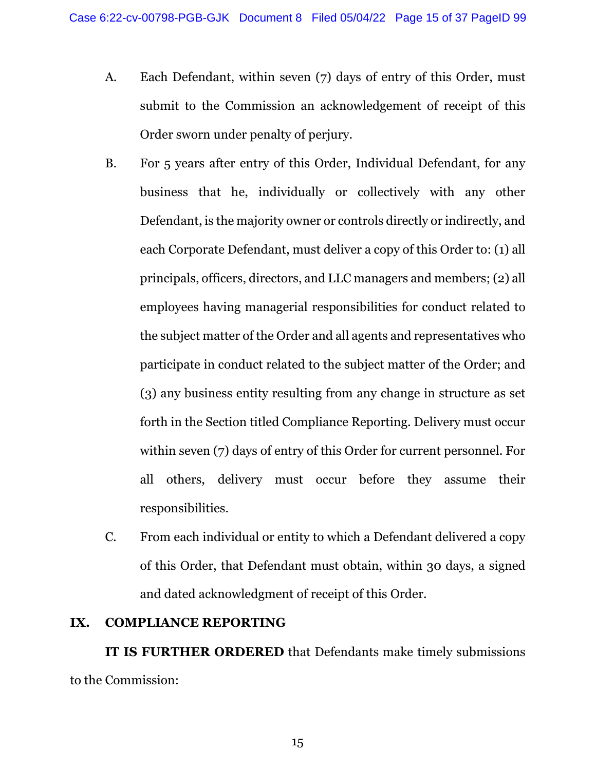A. Each Defendant, within seven (7) days of entry of this Order, must submit to the Commission an acknowledgement of receipt of this Order sworn under penalty of perjury.

B. For 5 years after entry of this Order, Individual Defendant, for any business that he, individually or collectively with any other Defendant, is the majority owner or controls directly or indirectly, and each Corporate Defendant, must deliver a copy of this Order to: (1) all principals, officers, directors, and LLC managers and members; (2) all employees having managerial responsibilities for conduct related to the subject matter of the Order and all agents and representatives who participate in conduct related to the subject matter of the Order; and (3) any business entity resulting from any change in structure as set forth in the Section titled Compliance Reporting. Delivery must occur within seven (7) days of entry of this Order for current personnel. For all others, delivery must occur before they assume their responsibilities.

C. From each individual or entity to which a Defendant delivered a copy of this Order, that Defendant must obtain, within 30 days, a signed and dated acknowledgment of receipt of this Order.

## IX. COMPLIANCE REPORTING

**IT IS FURTHER ORDERED** that Defendants make timely submissions to the Commission: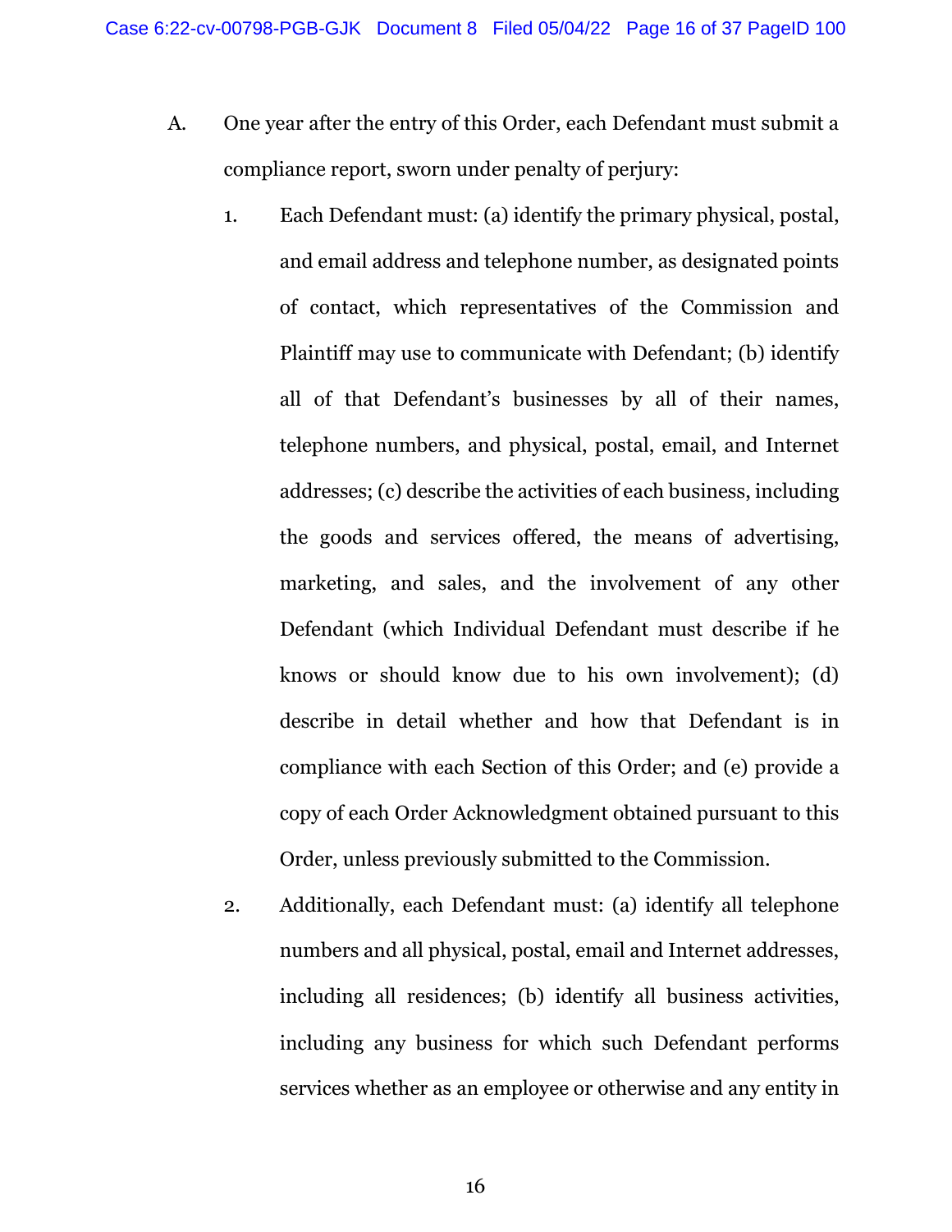A. One year after the entry of this Order, each Defendant must submit a compliance report, sworn under penalty of perjury:

1. Each Defendant must: (a) identify the primary physical, postal, and email address and telephone number, as designated points of contact, which representatives of the Commission and Plaintiff may use to communicate with Defendant; (b) identify all of that Defendant's businesses by all of their names, telephone numbers, and physical, postal, email, and Internet addresses; (c) describe the activities of each business, including the goods and services offered, the means of advertising, marketing, and sales, and the involvement of any other Defendant (which Individual Defendant must describe if he knows or should know due to his own involvement); (d) describe in detail whether and how that Defendant is in compliance with each Section of this Order; and (e) provide a copy of each Order Acknowledgment obtained pursuant to this Order, unless previously submitted to the Commission.

2. Additionally, each Defendant must: (a) identify all telephone numbers and all physical, postal, email and Internet addresses, including all residences; (b) identify all business activities, including any business for which such Defendant performs services whether as an employee or otherwise and any entity in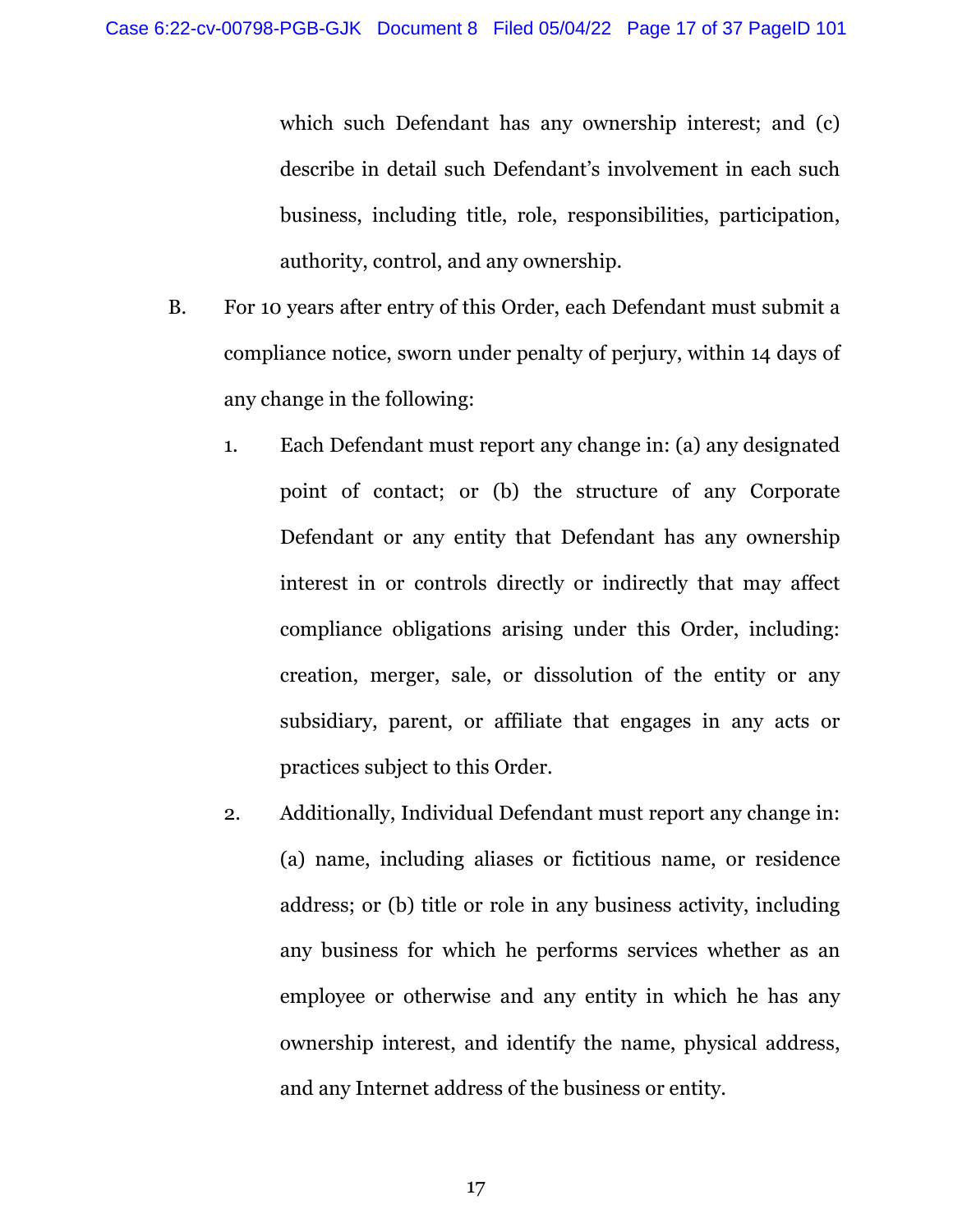which such Defendant has any ownership interest; and (c) describe in detail such Defendant's involvement in each such business, including title, role, responsibilities, participation, authority, control, and any ownership.

B. For 10 years after entry of this Order, each Defendant must submit a compliance notice, sworn under penalty of perjury, within 14 days of any change in the following:

   1. Each Defendant must report any change in: (a) any designated point of contact; or (b) the structure of any Corporate Defendant or any entity that Defendant has any ownership interest in or controls directly or indirectly that may affect compliance obligations arising under this Order, including: creation, merger, sale, or dissolution of the entity or any subsidiary, parent, or affiliate that engages in any acts or practices subject to this Order.

   2. Additionally, Individual Defendant must report any change in: (a) name, including aliases or fictitious name, or residence address; or (b) title or role in any business activity, including any business for which he performs services whether as an employee or otherwise and any entity in which he has any ownership interest, and identify the name, physical address, and any Internet address of the business or entity.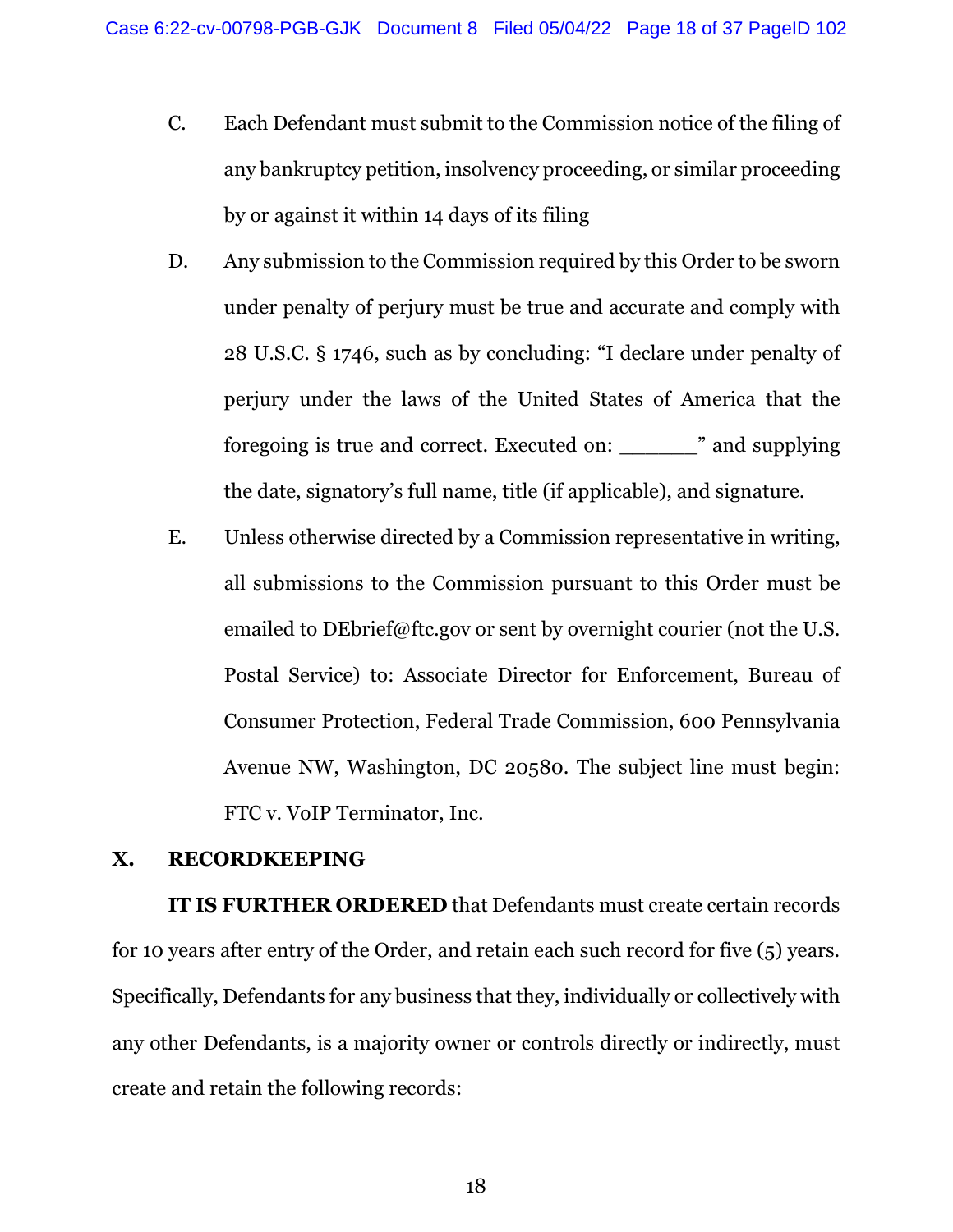C. Each Defendant must submit to the Commission notice of the filing of any bankruptcy petition, insolvency proceeding, or similar proceeding by or against it within 14 days of its filing

D. Any submission to the Commission required by this Order to be sworn under penalty of perjury must be true and accurate and comply with 28 U.S.C. § 1746, such as by concluding: "I declare under penalty of perjury under the laws of the United States of America that the foregoing is true and correct. Executed on: _______" and supplying the date, signatory's full name, title (if applicable), and signature.

E. Unless otherwise directed by a Commission representative in writing, all submissions to the Commission pursuant to this Order must be emailed to DEbrief@ftc.gov or sent by overnight courier (not the U.S. Postal Service) to: Associate Director for Enforcement, Bureau of Consumer Protection, Federal Trade Commission, 600 Pennsylvania Avenue NW, Washington, DC 20580. The subject line must begin: FTC v. VoIP Terminator, Inc.

## X. RECORDKEEPING

**IT IS FURTHER ORDERED** that Defendants must create certain records for 10 years after entry of the Order, and retain each such record for five (5) years. Specifically, Defendants for any business that they, individually or collectively with any other Defendants, is a majority owner or controls directly or indirectly, must create and retain the following records: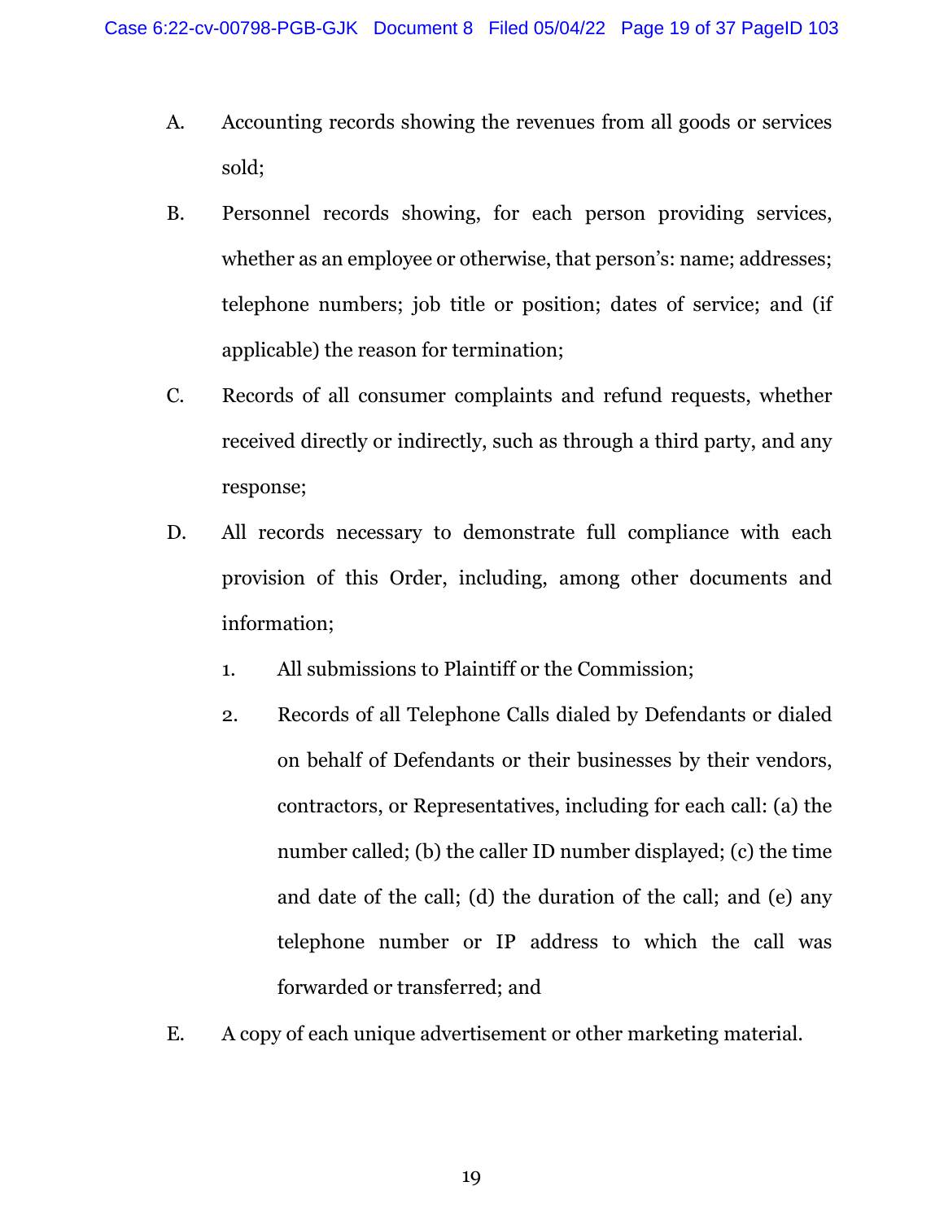A. Accounting records showing the revenues from all goods or services sold;

B. Personnel records showing, for each person providing services, whether as an employee or otherwise, that person's: name; addresses; telephone numbers; job title or position; dates of service; and (if applicable) the reason for termination;

C. Records of all consumer complaints and refund requests, whether received directly or indirectly, such as through a third party, and any response;

D. All records necessary to demonstrate full compliance with each provision of this Order, including, among other documents and information;

   1. All submissions to Plaintiff or the Commission;

   2. Records of all Telephone Calls dialed by Defendants or dialed on behalf of Defendants or their businesses by their vendors, contractors, or Representatives, including for each call: (a) the number called; (b) the caller ID number displayed; (c) the time and date of the call; (d) the duration of the call; and (e) any telephone number or IP address to which the call was forwarded or transferred; and

E. A copy of each unique advertisement or other marketing material.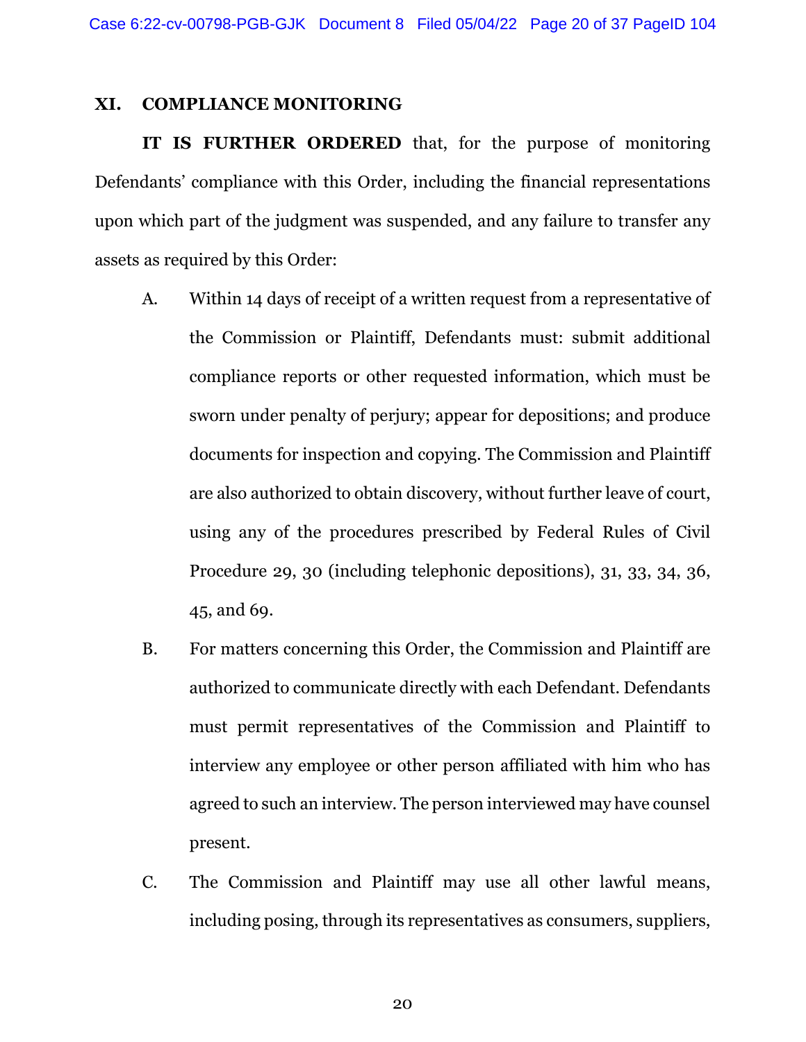## XI. COMPLIANCE MONITORING

**IT IS FURTHER ORDERED** that, for the purpose of monitoring Defendants' compliance with this Order, including the financial representations upon which part of the judgment was suspended, and any failure to transfer any assets as required by this Order:

A. Within 14 days of receipt of a written request from a representative of the Commission or Plaintiff, Defendants must: submit additional compliance reports or other requested information, which must be sworn under penalty of perjury; appear for depositions; and produce documents for inspection and copying. The Commission and Plaintiff are also authorized to obtain discovery, without further leave of court, using any of the procedures prescribed by Federal Rules of Civil Procedure 29, 30 (including telephonic depositions), 31, 33, 34, 36, 45, and 69.

B. For matters concerning this Order, the Commission and Plaintiff are authorized to communicate directly with each Defendant. Defendants must permit representatives of the Commission and Plaintiff to interview any employee or other person affiliated with him who has agreed to such an interview. The person interviewed may have counsel present.

C. The Commission and Plaintiff may use all other lawful means, including posing, through its representatives as consumers, suppliers,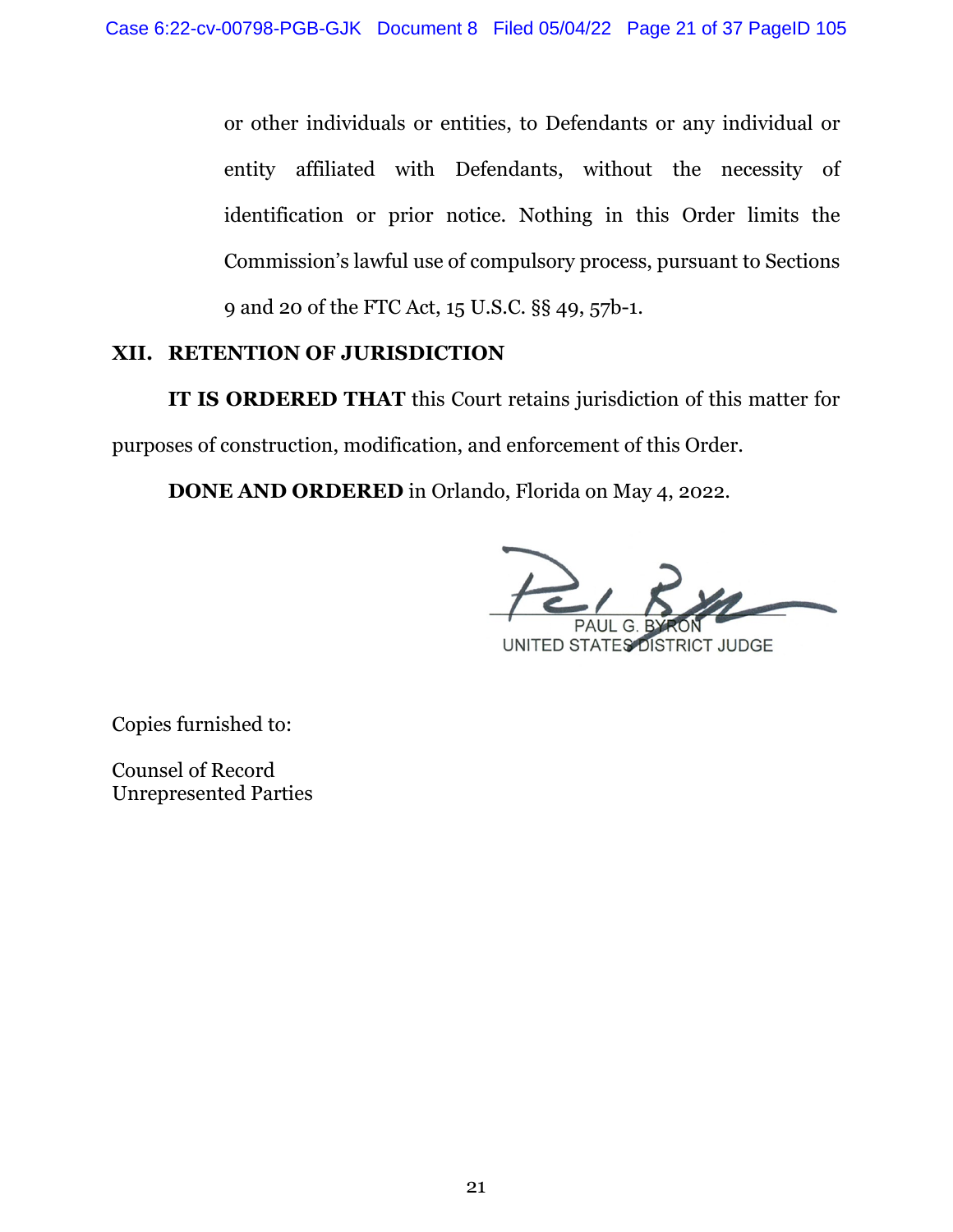or other individuals or entities, to Defendants or any individual or entity affiliated with Defendants, without the necessity of identification or prior notice. Nothing in this Order limits the Commission's lawful use of compulsory process, pursuant to Sections 9 and 20 of the FTC Act, 15 U.S.C. §§ 49, 57b-1.

## XII. RETENTION OF JURISDICTION

**IT IS ORDERED THAT** this Court retains jurisdiction of this matter for purposes of construction, modification, and enforcement of this Order.

**DONE AND ORDERED** in Orlando, Florida on May 4, 2022.

PAUL G. BYRON
UNITED STATES DISTRICT JUDGE

Copies furnished to:

Counsel of Record
Unrepresented Parties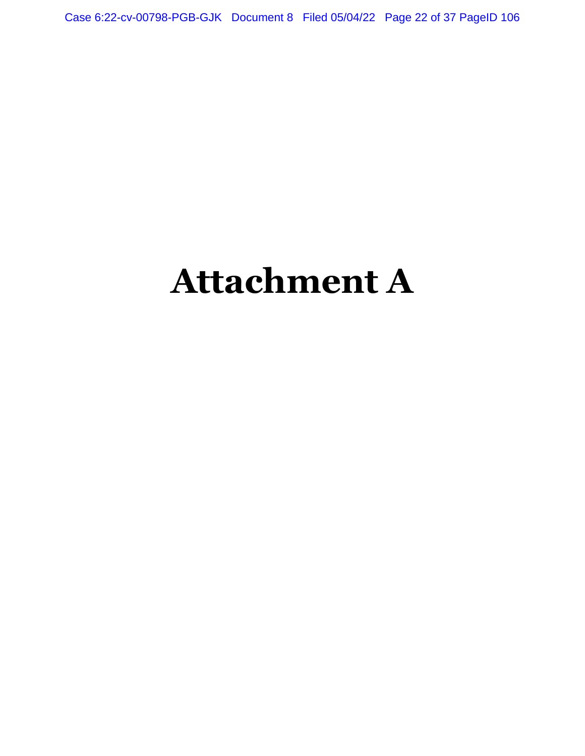# Attachment A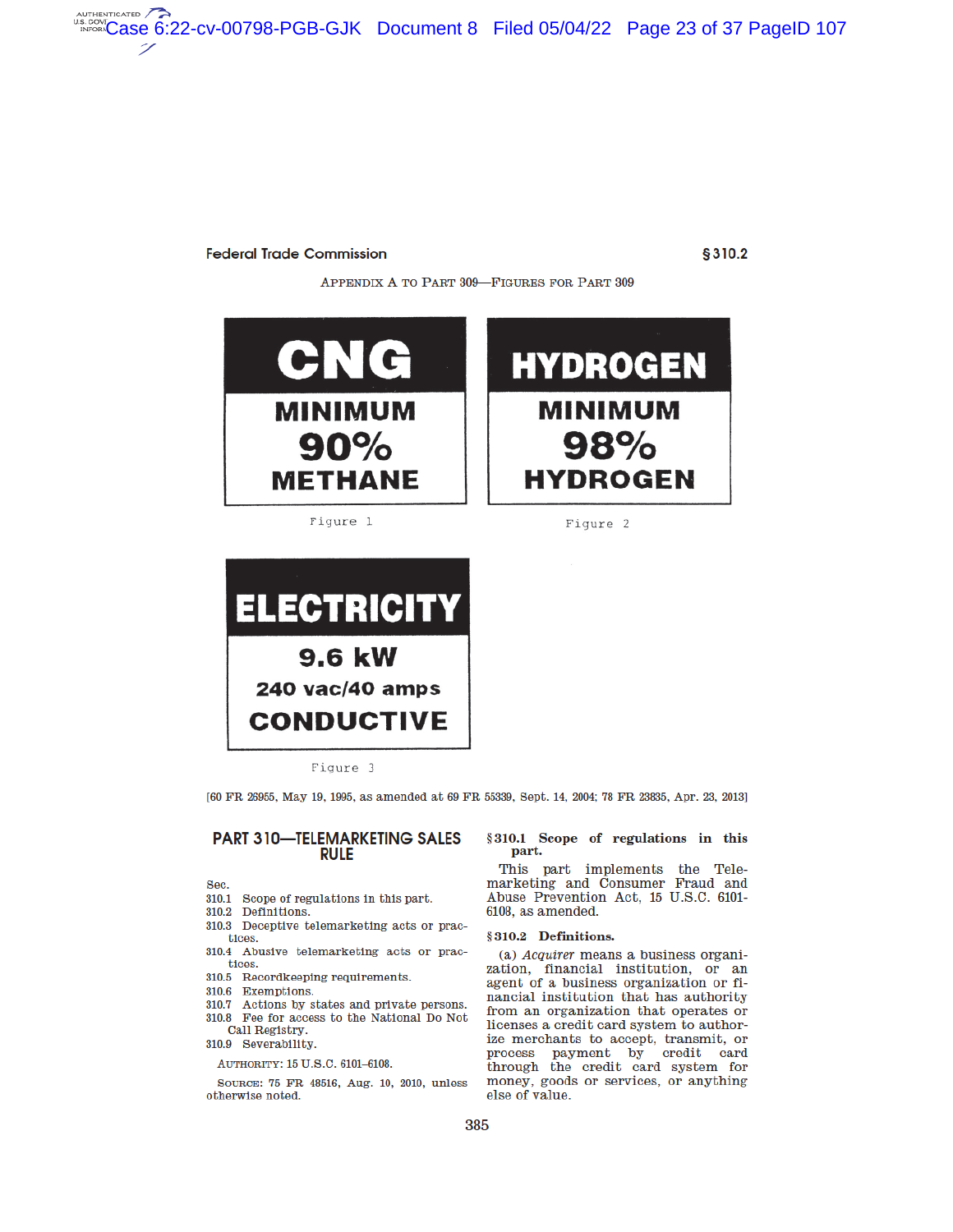## APPENDIX A TO PART 309—FIGURES FOR PART 309

**CNG**

MINIMUM

90%

METHANE

Figure 1

**HYDROGEN**

MINIMUM

98%

HYDROGEN

Figure 2

**ELECTRICITY**

9.6 kW

240 vac/40 amps

CONDUCTIVE

Figure 3

[60 FR 26955, May 19, 1995, as amended at 69 FR 55339, Sept. 14, 2004; 78 FR 23835, Apr. 23, 2013]

## PART 310—TELEMARKETING SALES RULE

Sec.

310.1 Scope of regulations in this part.
310.2 Definitions.
310.3 Deceptive telemarketing acts or practices.
310.4 Abusive telemarketing acts or practices.
310.5 Recordkeeping requirements.
310.6 Exemptions.
310.7 Actions by states and private persons.
310.8 Fee for access to the National Do Not Call Registry.
310.9 Severability.

AUTHORITY: 15 U.S.C. 6101–6108.

SOURCE: 75 FR 48516, Aug. 10, 2010, unless otherwise noted.

### § 310.1 Scope of regulations in this part.

This part implements the Telemarketing and Consumer Fraud and Abuse Prevention Act, 15 U.S.C. 6101-6108, as amended.

### § 310.2 Definitions.

(a) *Acquirer* means a business organization, financial institution, or an agent of a business organization or financial institution that has authority from an organization that operates or licenses a credit card system to authorize merchants to accept, transmit, or process payment by credit card through the credit card system for money, goods or services, or anything else of value.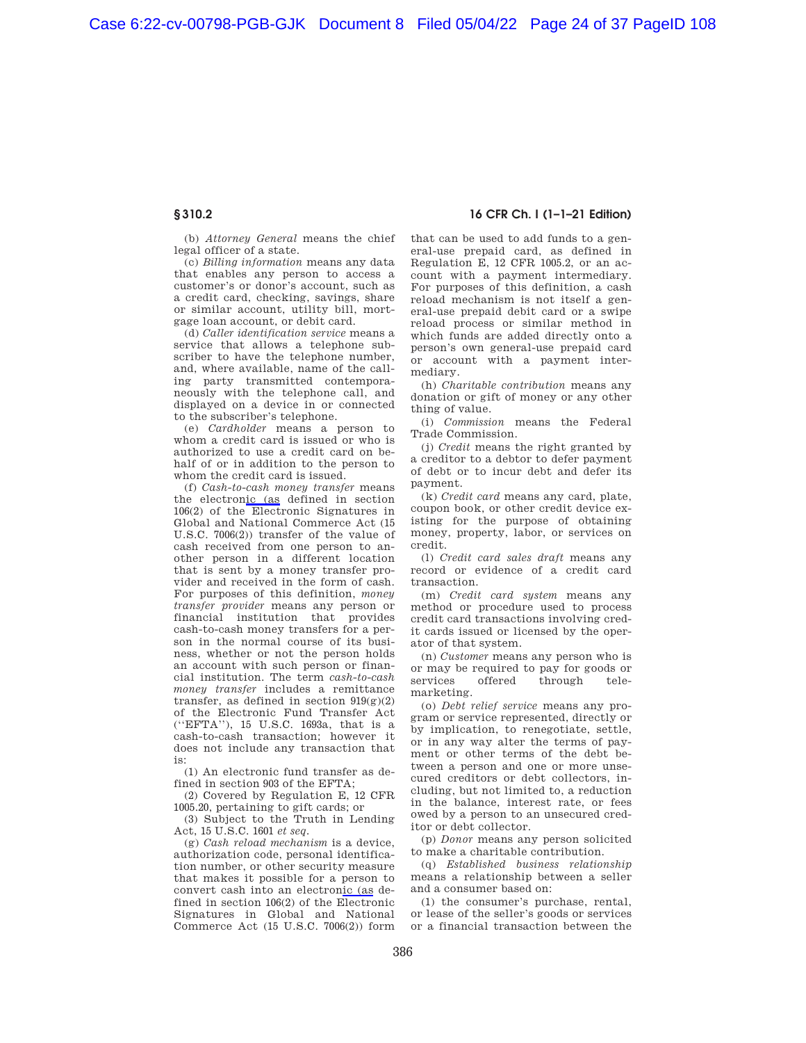**§ 310.2** **16 CFR Ch. I (1–1–21 Edition)**

(b) *Attorney General* means the chief legal officer of a state.

(c) *Billing information* means any data that enables any person to access a customer's or donor's account, such as a credit card, checking, savings, share or similar account, utility bill, mortgage loan account, or debit card.

(d) *Caller identification service* means a service that allows a telephone subscriber to have the telephone number, and, where available, name of the calling party transmitted contemporaneously with the telephone call, and displayed on a device in or connected to the subscriber's telephone.

(e) *Cardholder* means a person to whom a credit card is issued or who is authorized to use a credit card on behalf of or in addition to the person to whom the credit card is issued.

(f) *Cash-to-cash money transfer* means the electronic (as defined in section 106(2) of the Electronic Signatures in Global and National Commerce Act (15 U.S.C. 7006(2)) transfer of the value of cash received from one person to another person in a different location that is sent by a money transfer provider and received in the form of cash. For purposes of this definition, *money transfer provider* means any person or financial institution that provides cash-to-cash money transfers for a person in the normal course of its business, whether or not the person holds an account with such person or financial institution. The term *cash-to-cash money transfer* includes a remittance transfer, as defined in section 919(g)(2) of the Electronic Fund Transfer Act (''EFTA''), 15 U.S.C. 1693a, that is a cash-to-cash transaction; however it does not include any transaction that is:

(1) An electronic fund transfer as defined in section 903 of the EFTA;

(2) Covered by Regulation E, 12 CFR 1005.20, pertaining to gift cards; or

(3) Subject to the Truth in Lending Act, 15 U.S.C. 1601 *et seq.*

(g) *Cash reload mechanism* is a device, authorization code, personal identification number, or other security measure that makes it possible for a person to convert cash into an electronic (as defined in section 106(2) of the Electronic Signatures in Global and National Commerce Act (15 U.S.C. 7006(2)) form that can be used to add funds to a general-use prepaid card, as defined in Regulation E, 12 CFR 1005.2, or an account with a payment intermediary. For purposes of this definition, a cash reload mechanism is not itself a general-use prepaid debit card or a swipe reload process or similar method in which funds are added directly onto a person's own general-use prepaid card or account with a payment intermediary.

(h) *Charitable contribution* means any donation or gift of money or any other thing of value.

(i) *Commission* means the Federal Trade Commission.

(j) *Credit* means the right granted by a creditor to a debtor to defer payment of debt or to incur debt and defer its payment.

(k) *Credit card* means any card, plate, coupon book, or other credit device existing for the purpose of obtaining money, property, labor, or services on credit.

(l) *Credit card sales draft* means any record or evidence of a credit card transaction.

(m) *Credit card system* means any method or procedure used to process credit card transactions involving credit cards issued or licensed by the operator of that system.

(n) *Customer* means any person who is or may be required to pay for goods or services offered through telemarketing.

(o) *Debt relief service* means any program or service represented, directly or by implication, to renegotiate, settle, or in any way alter the terms of payment or other terms of the debt between a person and one or more unsecured creditors or debt collectors, including, but not limited to, a reduction in the balance, interest rate, or fees owed by a person to an unsecured creditor or debt collector.

(p) *Donor* means any person solicited to make a charitable contribution.

(q) *Established business relationship* means a relationship between a seller and a consumer based on:

(1) the consumer's purchase, rental, or lease of the seller's goods or services or a financial transaction between the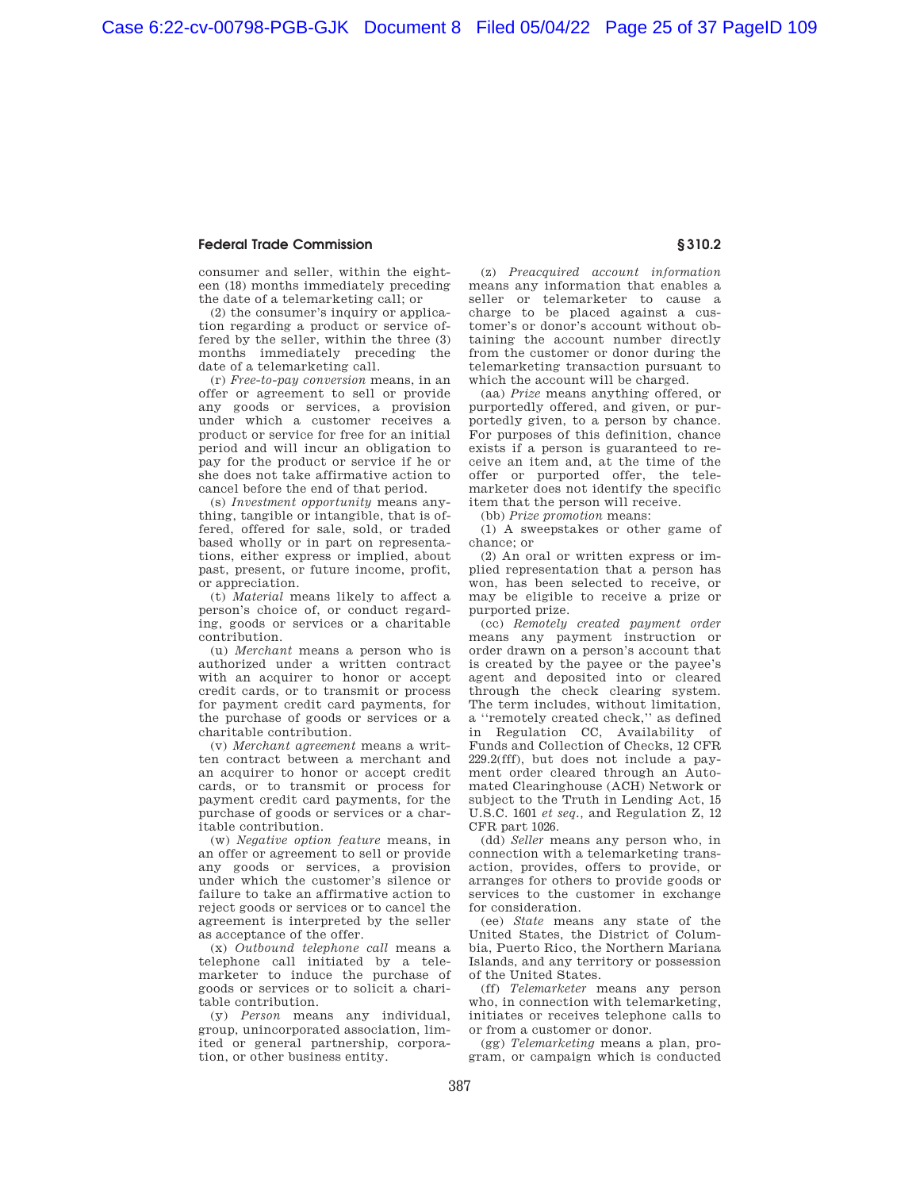consumer and seller, within the eighteen (18) months immediately preceding the date of a telemarketing call; or

(2) the consumer's inquiry or application regarding a product or service offered by the seller, within the three (3) months immediately preceding the date of a telemarketing call.

(r) *Free-to-pay conversion* means, in an offer or agreement to sell or provide any goods or services, a provision under which a customer receives a product or service for free for an initial period and will incur an obligation to pay for the product or service if he or she does not take affirmative action to cancel before the end of that period.

(s) *Investment opportunity* means anything, tangible or intangible, that is offered, offered for sale, sold, or traded based wholly or in part on representations, either express or implied, about past, present, or future income, profit, or appreciation.

(t) *Material* means likely to affect a person's choice of, or conduct regarding, goods or services or a charitable contribution.

(u) *Merchant* means a person who is authorized under a written contract with an acquirer to honor or accept credit cards, or to transmit or process for payment credit card payments, for the purchase of goods or services or a charitable contribution.

(v) *Merchant agreement* means a written contract between a merchant and an acquirer to honor or accept credit cards, or to transmit or process for payment credit card payments, for the purchase of goods or services or a charitable contribution.

(w) *Negative option feature* means, in an offer or agreement to sell or provide any goods or services, a provision under which the customer's silence or failure to take an affirmative action to reject goods or services or to cancel the agreement is interpreted by the seller as acceptance of the offer.

(x) *Outbound telephone call* means a telephone call initiated by a telemarketer to induce the purchase of goods or services or to solicit a charitable contribution.

(y) *Person* means any individual, group, unincorporated association, limited or general partnership, corporation, or other business entity.

(z) *Preacquired account information* means any information that enables a seller or telemarketer to cause a charge to be placed against a customer's or donor's account without obtaining the account number directly from the customer or donor during the telemarketing transaction pursuant to which the account will be charged.

(aa) *Prize* means anything offered, or purportedly offered, and given, or purportedly given, to a person by chance. For purposes of this definition, chance exists if a person is guaranteed to receive an item and, at the time of the offer or purported offer, the telemarketer does not identify the specific item that the person will receive.

(bb) *Prize promotion* means:

(1) A sweepstakes or other game of chance; or

(2) An oral or written express or implied representation that a person has won, has been selected to receive, or may be eligible to receive a prize or purported prize.

(cc) *Remotely created payment order* means any payment instruction or order drawn on a person's account that is created by the payee or the payee's agent and deposited into or cleared through the check clearing system. The term includes, without limitation, a "remotely created check," as defined in Regulation CC, Availability of Funds and Collection of Checks, 12 CFR 229.2(fff), but does not include a payment order cleared through an Automated Clearinghouse (ACH) Network or subject to the Truth in Lending Act, 15 U.S.C. 1601 *et seq.*, and Regulation Z, 12 CFR part 1026.

(dd) *Seller* means any person who, in connection with a telemarketing transaction, provides, offers to provide, or arranges for others to provide goods or services to the customer in exchange for consideration.

(ee) *State* means any state of the United States, the District of Columbia, Puerto Rico, the Northern Mariana Islands, and any territory or possession of the United States.

(ff) *Telemarketer* means any person who, in connection with telemarketing, initiates or receives telephone calls to or from a customer or donor.

(gg) *Telemarketing* means a plan, program, or campaign which is conducted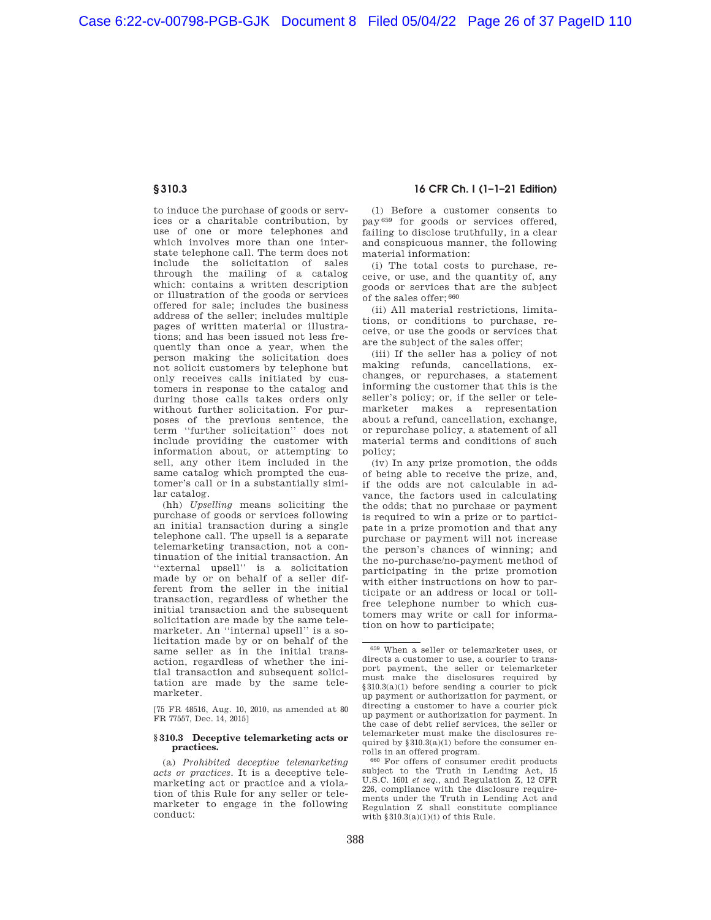to induce the purchase of goods or services or a charitable contribution, by use of one or more telephones and which involves more than one interstate telephone call. The term does not include the solicitation of sales through the mailing of a catalog which: contains a written description or illustration of the goods or services offered for sale; includes the business address of the seller; includes multiple pages of written material or illustrations; and has been issued not less frequently than once a year, when the person making the solicitation does not solicit customers by telephone but only receives calls initiated by customers in response to the catalog and during those calls takes orders only without further solicitation. For purposes of the previous sentence, the term ''further solicitation'' does not include providing the customer with information about, or attempting to sell, any other item included in the same catalog which prompted the customer's call or in a substantially similar catalog.

(hh) *Upselling* means soliciting the purchase of goods or services following an initial transaction during a single telephone call. The upsell is a separate telemarketing transaction, not a continuation of the initial transaction. An ''external upsell'' is a solicitation made by or on behalf of a seller different from the seller in the initial transaction, regardless of whether the initial transaction and the subsequent solicitation are made by the same telemarketer. An ''internal upsell'' is a solicitation made by or on behalf of the same seller as in the initial transaction, regardless of whether the initial transaction and subsequent solicitation are made by the same telemarketer.

[75 FR 48516, Aug. 10, 2010, as amended at 80 FR 77557, Dec. 14, 2015]

### § 310.3 Deceptive telemarketing acts or practices.

(a) *Prohibited deceptive telemarketing acts or practices*. It is a deceptive telemarketing act or practice and a violation of this Rule for any seller or telemarketer to engage in the following conduct:

(1) Before a customer consents to pay[659] for goods or services offered, failing to disclose truthfully, in a clear and conspicuous manner, the following material information:

(i) The total costs to purchase, receive, or use, and the quantity of, any goods or services that are the subject of the sales offer;[660]

(ii) All material restrictions, limitations, or conditions to purchase, receive, or use the goods or services that are the subject of the sales offer;

(iii) If the seller has a policy of not making refunds, cancellations, exchanges, or repurchases, a statement informing the customer that this is the seller's policy; or, if the seller or telemarketer makes a representation about a refund, cancellation, exchange, or repurchase policy, a statement of all material terms and conditions of such policy;

(iv) In any prize promotion, the odds of being able to receive the prize, and, if the odds are not calculable in advance, the factors used in calculating the odds; that no purchase or payment is required to win a prize or to participate in a prize promotion and that any purchase or payment will not increase the person's chances of winning; and the no-purchase/no-payment method of participating in the prize promotion with either instructions on how to participate or an address or local or toll-free telephone number to which customers may write or call for information on how to participate;

---

[659] When a seller or telemarketer uses, or directs a customer to use, a courier to transport payment, the seller or telemarketer must make the disclosures required by §310.3(a)(1) before sending a courier to pick up payment or authorization for payment, or directing a customer to have a courier pick up payment or authorization for payment. In the case of debt relief services, the seller or telemarketer must make the disclosures required by §310.3(a)(1) before the consumer enrolls in an offered program.

[660] For offers of consumer credit products subject to the Truth in Lending Act, 15 U.S.C. 1601 *et seq.*, and Regulation Z, 12 CFR 226, compliance with the disclosure requirements under the Truth in Lending Act and Regulation Z shall constitute compliance with §310.3(a)(1)(i) of this Rule.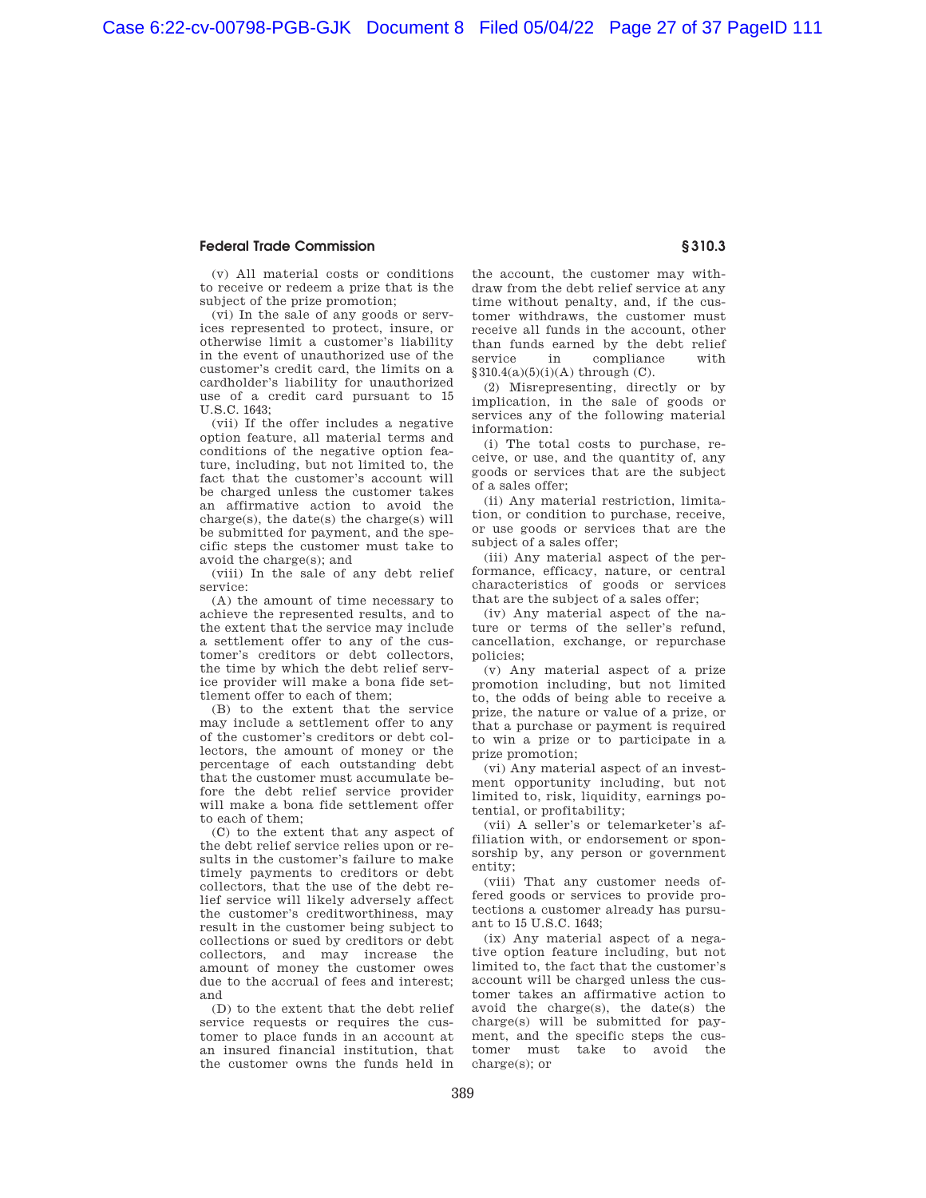(v) All material costs or conditions to receive or redeem a prize that is the subject of the prize promotion;

(vi) In the sale of any goods or services represented to protect, insure, or otherwise limit a customer's liability in the event of unauthorized use of the customer's credit card, the limits on a cardholder's liability for unauthorized use of a credit card pursuant to 15 U.S.C. 1643;

(vii) If the offer includes a negative option feature, all material terms and conditions of the negative option feature, including, but not limited to, the fact that the customer's account will be charged unless the customer takes an affirmative action to avoid the charge(s), the date(s) the charge(s) will be submitted for payment, and the specific steps the customer must take to avoid the charge(s); and

(viii) In the sale of any debt relief service:

(A) the amount of time necessary to achieve the represented results, and to the extent that the service may include a settlement offer to any of the customer's creditors or debt collectors, the time by which the debt relief service provider will make a bona fide settlement offer to each of them;

(B) to the extent that the service may include a settlement offer to any of the customer's creditors or debt collectors, the amount of money or the percentage of each outstanding debt that the customer must accumulate before the debt relief service provider will make a bona fide settlement offer to each of them;

(C) to the extent that any aspect of the debt relief service relies upon or results in the customer's failure to make timely payments to creditors or debt collectors, that the use of the debt relief service will likely adversely affect the customer's creditworthiness, may result in the customer being subject to collections or sued by creditors or debt collectors, and may increase the amount of money the customer owes due to the accrual of fees and interest; and

(D) to the extent that the debt relief service requests or requires the customer to place funds in an account at an insured financial institution, that the customer owns the funds held in the account, the customer may withdraw from the debt relief service at any time without penalty, and, if the customer withdraws, the customer must receive all funds in the account, other than funds earned by the debt relief service in compliance with §310.4(a)(5)(i)(A) through (C).

(2) Misrepresenting, directly or by implication, in the sale of goods or services any of the following material information:

(i) The total costs to purchase, receive, or use, and the quantity of, any goods or services that are the subject of a sales offer;

(ii) Any material restriction, limitation, or condition to purchase, receive, or use goods or services that are the subject of a sales offer;

(iii) Any material aspect of the performance, efficacy, nature, or central characteristics of goods or services that are the subject of a sales offer;

(iv) Any material aspect of the nature or terms of the seller's refund, cancellation, exchange, or repurchase policies;

(v) Any material aspect of a prize promotion including, but not limited to, the odds of being able to receive a prize, the nature or value of a prize, or that a purchase or payment is required to win a prize or to participate in a prize promotion;

(vi) Any material aspect of an investment opportunity including, but not limited to, risk, liquidity, earnings potential, or profitability;

(vii) A seller's or telemarketer's affiliation with, or endorsement or sponsorship by, any person or government entity;

(viii) That any customer needs offered goods or services to provide protections a customer already has pursuant to 15 U.S.C. 1643;

(ix) Any material aspect of a negative option feature including, but not limited to, the fact that the customer's account will be charged unless the customer takes an affirmative action to avoid the charge(s), the date(s) the charge(s) will be submitted for payment, and the specific steps the customer must take to avoid the charge(s); or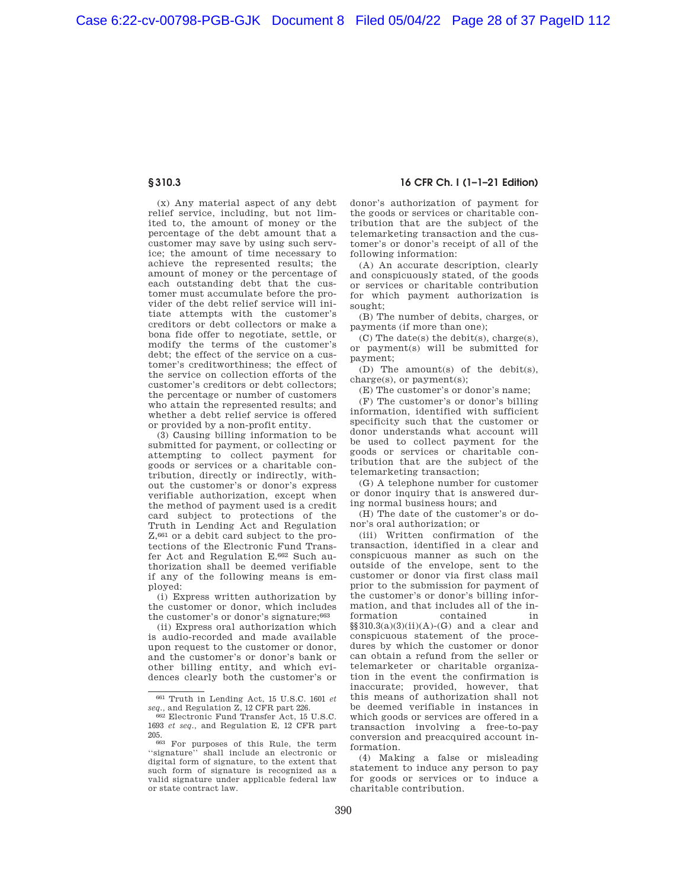(x) Any material aspect of any debt relief service, including, but not limited to, the amount of money or the percentage of the debt amount that a customer may save by using such service; the amount of time necessary to achieve the represented results; the amount of money or the percentage of each outstanding debt that the customer must accumulate before the provider of the debt relief service will initiate attempts with the customer's creditors or debt collectors or make a bona fide offer to negotiate, settle, or modify the terms of the customer's debt; the effect of the service on a customer's creditworthiness; the effect of the service on collection efforts of the customer's creditors or debt collectors; the percentage or number of customers who attain the represented results; and whether a debt relief service is offered or provided by a non-profit entity.

(3) Causing billing information to be submitted for payment, or collecting or attempting to collect payment for goods or services or a charitable contribution, directly or indirectly, without the customer's or donor's express verifiable authorization, except when the method of payment used is a credit card subject to protections of the Truth in Lending Act and Regulation Z,[661] or a debit card subject to the protections of the Electronic Fund Transfer Act and Regulation E.[662] Such authorization shall be deemed verifiable if any of the following means is employed:

(i) Express written authorization by the customer or donor, which includes the customer's or donor's signature;[663]

(ii) Express oral authorization which is audio-recorded and made available upon request to the customer or donor, and the customer's or donor's bank or other billing entity, and which evidences clearly both the customer's or donor's authorization of payment for the goods or services or charitable contribution that are the subject of the telemarketing transaction and the customer's or donor's receipt of all of the following information:

(A) An accurate description, clearly and conspicuously stated, of the goods or services or charitable contribution for which payment authorization is sought;

(B) The number of debits, charges, or payments (if more than one);

(C) The date(s) the debit(s), charge(s), or payment(s) will be submitted for payment;

(D) The amount(s) of the debit(s), charge(s), or payment(s);

(E) The customer's or donor's name;

(F) The customer's or donor's billing information, identified with sufficient specificity such that the customer or donor understands what account will be used to collect payment for the goods or services or charitable contribution that are the subject of the telemarketing transaction;

(G) A telephone number for customer or donor inquiry that is answered during normal business hours; and

(H) The date of the customer's or donor's oral authorization; or

(iii) Written confirmation of the transaction, identified in a clear and conspicuous manner as such on the outside of the envelope, sent to the customer or donor via first class mail prior to the submission for payment of the customer's or donor's billing information, and that includes all of the information contained in §§310.3(a)(3)(ii)(A)-(G) and a clear and conspicuous statement of the procedures by which the customer or donor can obtain a refund from the seller or telemarketer or charitable organization in the event the confirmation is inaccurate; provided, however, that this means of authorization shall not be deemed verifiable in instances in which goods or services are offered in a transaction involving a free-to-pay conversion and preacquired account information.

(4) Making a false or misleading statement to induce any person to pay for goods or services or to induce a charitable contribution.

---

[661] Truth in Lending Act, 15 U.S.C. 1601 *et seq.*, and Regulation Z, 12 CFR part 226.

[662] Electronic Fund Transfer Act, 15 U.S.C. 1693 *et seq.*, and Regulation E, 12 CFR part 205.

[663] For purposes of this Rule, the term "signature" shall include an electronic or digital form of signature, to the extent that such form of signature is recognized as a valid signature under applicable federal law or state contract law.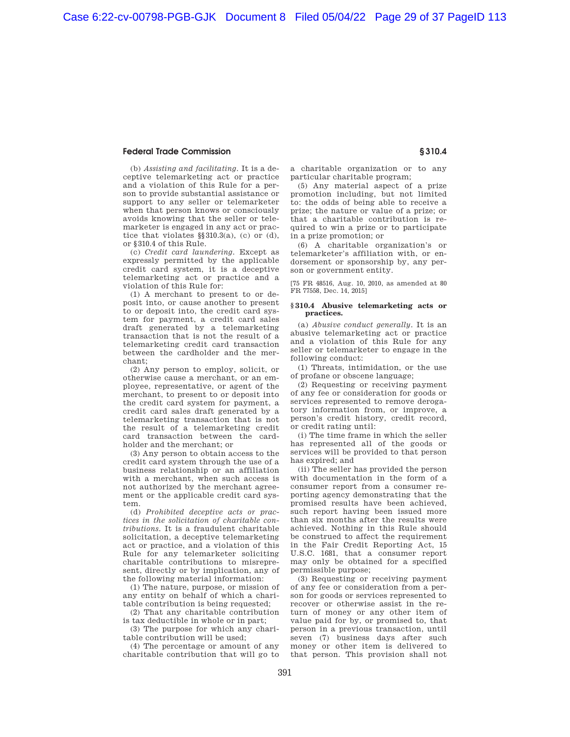(b) *Assisting and facilitating*. It is a deceptive telemarketing act or practice and a violation of this Rule for a person to provide substantial assistance or support to any seller or telemarketer when that person knows or consciously avoids knowing that the seller or telemarketer is engaged in any act or practice that violates §§310.3(a), (c) or (d), or §310.4 of this Rule.

(c) *Credit card laundering*. Except as expressly permitted by the applicable credit card system, it is a deceptive telemarketing act or practice and a violation of this Rule for:

(1) A merchant to present to or deposit into, or cause another to present to or deposit into, the credit card system for payment, a credit card sales draft generated by a telemarketing transaction that is not the result of a telemarketing credit card transaction between the cardholder and the merchant;

(2) Any person to employ, solicit, or otherwise cause a merchant, or an employee, representative, or agent of the merchant, to present to or deposit into the credit card system for payment, a credit card sales draft generated by a telemarketing transaction that is not the result of a telemarketing credit card transaction between the cardholder and the merchant; or

(3) Any person to obtain access to the credit card system through the use of a business relationship or an affiliation with a merchant, when such access is not authorized by the merchant agreement or the applicable credit card system.

(d) *Prohibited deceptive acts or practices in the solicitation of charitable contributions*. It is a fraudulent charitable solicitation, a deceptive telemarketing act or practice, and a violation of this Rule for any telemarketer soliciting charitable contributions to misrepresent, directly or by implication, any of the following material information:

(1) The nature, purpose, or mission of any entity on behalf of which a charitable contribution is being requested;

(2) That any charitable contribution is tax deductible in whole or in part;

(3) The purpose for which any charitable contribution will be used;

(4) The percentage or amount of any charitable contribution that will go to a charitable organization or to any particular charitable program;

(5) Any material aspect of a prize promotion including, but not limited to: the odds of being able to receive a prize; the nature or value of a prize; or that a charitable contribution is required to win a prize or to participate in a prize promotion; or

(6) A charitable organization's or telemarketer's affiliation with, or endorsement or sponsorship by, any person or government entity.

[75 FR 48516, Aug. 10, 2010, as amended at 80 FR 77558, Dec. 14, 2015]

### §310.4 Abusive telemarketing acts or practices.

(a) *Abusive conduct generally*. It is an abusive telemarketing act or practice and a violation of this Rule for any seller or telemarketer to engage in the following conduct:

(1) Threats, intimidation, or the use of profane or obscene language;

(2) Requesting or receiving payment of any fee or consideration for goods or services represented to remove derogatory information from, or improve, a person's credit history, credit record, or credit rating until:

(i) The time frame in which the seller has represented all of the goods or services will be provided to that person has expired; and

(ii) The seller has provided the person with documentation in the form of a consumer report from a consumer reporting agency demonstrating that the promised results have been achieved, such report having been issued more than six months after the results were achieved. Nothing in this Rule should be construed to affect the requirement in the Fair Credit Reporting Act, 15 U.S.C. 1681, that a consumer report may only be obtained for a specified permissible purpose;

(3) Requesting or receiving payment of any fee or consideration from a person for goods or services represented to recover or otherwise assist in the return of money or any other item of value paid for by, or promised to, that person in a previous transaction, until seven (7) business days after such money or other item is delivered to that person. This provision shall not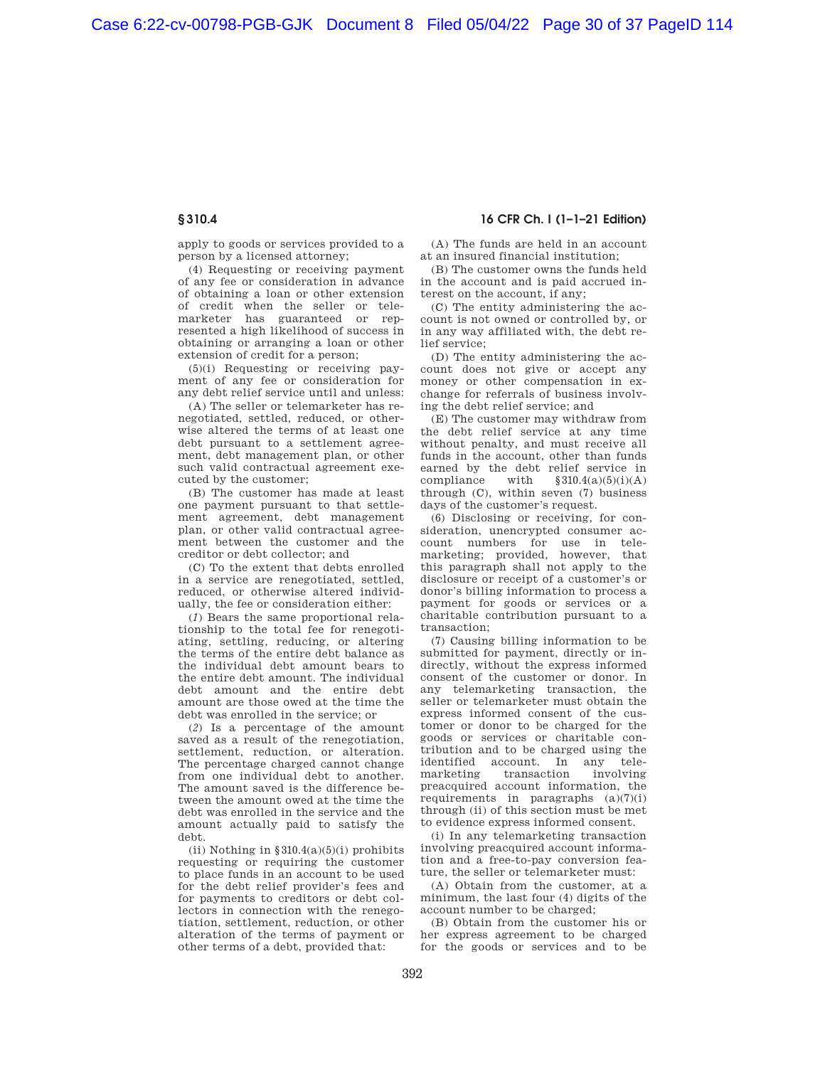apply to goods or services provided to a person by a licensed attorney;

(4) Requesting or receiving payment of any fee or consideration in advance of obtaining a loan or other extension of credit when the seller or telemarketer has guaranteed or represented a high likelihood of success in obtaining or arranging a loan or other extension of credit for a person;

(5)(i) Requesting or receiving payment of any fee or consideration for any debt relief service until and unless:

(A) The seller or telemarketer has renegotiated, settled, reduced, or otherwise altered the terms of at least one debt pursuant to a settlement agreement, debt management plan, or other such valid contractual agreement executed by the customer;

(B) The customer has made at least one payment pursuant to that settlement agreement, debt management plan, or other valid contractual agreement between the customer and the creditor or debt collector; and

(C) To the extent that debts enrolled in a service are renegotiated, settled, reduced, or otherwise altered individually, the fee or consideration either:

(*1*) Bears the same proportional relationship to the total fee for renegotiating, settling, reducing, or altering the terms of the entire debt balance as the individual debt amount bears to the entire debt amount. The individual debt amount and the entire debt amount are those owed at the time the debt was enrolled in the service; or

(*2*) Is a percentage of the amount saved as a result of the renegotiation, settlement, reduction, or alteration. The percentage charged cannot change from one individual debt to another. The amount saved is the difference between the amount owed at the time the debt was enrolled in the service and the amount actually paid to satisfy the debt.

(ii) Nothing in §310.4(a)(5)(i) prohibits requesting or requiring the customer to place funds in an account to be used for the debt relief provider's fees and for payments to creditors or debt collectors in connection with the renegotiation, settlement, reduction, or other alteration of the terms of payment or other terms of a debt, provided that:

(A) The funds are held in an account at an insured financial institution;

(B) The customer owns the funds held in the account and is paid accrued interest on the account, if any;

(C) The entity administering the account is not owned or controlled by, or in any way affiliated with, the debt relief service;

(D) The entity administering the account does not give or accept any money or other compensation in exchange for referrals of business involving the debt relief service; and

(E) The customer may withdraw from the debt relief service at any time without penalty, and must receive all funds in the account, other than funds earned by the debt relief service in compliance with §310.4(a)(5)(i)(A) through (C), within seven (7) business days of the customer's request.

(6) Disclosing or receiving, for consideration, unencrypted consumer account numbers for use in telemarketing; provided, however, that this paragraph shall not apply to the disclosure or receipt of a customer's or donor's billing information to process a payment for goods or services or a charitable contribution pursuant to a transaction;

(7) Causing billing information to be submitted for payment, directly or indirectly, without the express informed consent of the customer or donor. In any telemarketing transaction, the seller or telemarketer must obtain the express informed consent of the customer or donor to be charged for the goods or services or charitable contribution and to be charged using the identified account. In any telemarketing transaction involving preacquired account information, the requirements in paragraphs (a)(7)(i) through (ii) of this section must be met to evidence express informed consent.

(i) In any telemarketing transaction involving preacquired account information and a free-to-pay conversion feature, the seller or telemarketer must:

(A) Obtain from the customer, at a minimum, the last four (4) digits of the account number to be charged;

(B) Obtain from the customer his or her express agreement to be charged for the goods or services and to be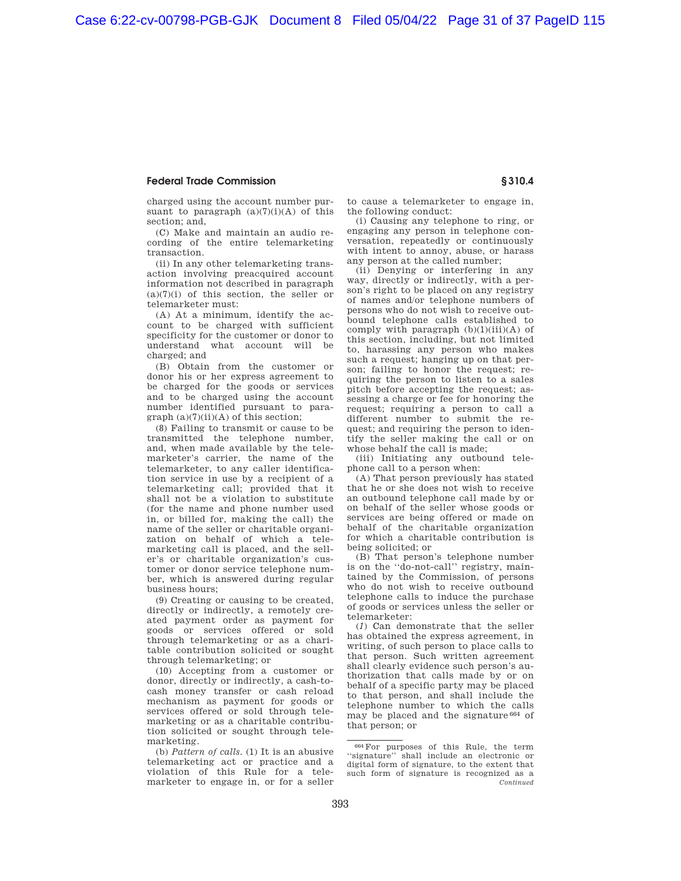charged using the account number pursuant to paragraph (a)(7)(i)(A) of this section; and,

(C) Make and maintain an audio recording of the entire telemarketing transaction.

(ii) In any other telemarketing transaction involving preacquired account information not described in paragraph (a)(7)(i) of this section, the seller or telemarketer must:

(A) At a minimum, identify the account to be charged with sufficient specificity for the customer or donor to understand what account will be charged; and

(B) Obtain from the customer or donor his or her express agreement to be charged for the goods or services and to be charged using the account number identified pursuant to paragraph (a)(7)(ii)(A) of this section;

(8) Failing to transmit or cause to be transmitted the telephone number, and, when made available by the telemarketer's carrier, the name of the telemarketer, to any caller identification service in use by a recipient of a telemarketing call; provided that it shall not be a violation to substitute (for the name and phone number used in, or billed for, making the call) the name of the seller or charitable organization on behalf of which a telemarketing call is placed, and the seller's or charitable organization's customer or donor service telephone number, which is answered during regular business hours;

(9) Creating or causing to be created, directly or indirectly, a remotely created payment order as payment for goods or services offered or sold through telemarketing or as a charitable contribution solicited or sought through telemarketing; or

(10) Accepting from a customer or donor, directly or indirectly, a cash-to-cash money transfer or cash reload mechanism as payment for goods or services offered or sold through telemarketing or as a charitable contribution solicited or sought through telemarketing.

(b) *Pattern of calls.* (1) It is an abusive telemarketing act or practice and a violation of this Rule for a telemarketer to engage in, or for a seller to cause a telemarketer to engage in, the following conduct:

(i) Causing any telephone to ring, or engaging any person in telephone conversation, repeatedly or continuously with intent to annoy, abuse, or harass any person at the called number;

(ii) Denying or interfering in any way, directly or indirectly, with a person's right to be placed on any registry of names and/or telephone numbers of persons who do not wish to receive outbound telephone calls established to comply with paragraph (b)(1)(iii)(A) of this section, including, but not limited to, harassing any person who makes such a request; hanging up on that person; failing to honor the request; requiring the person to listen to a sales pitch before accepting the request; assessing a charge or fee for honoring the request; requiring a person to call a different number to submit the request; and requiring the person to identify the seller making the call or on whose behalf the call is made;

(iii) Initiating any outbound telephone call to a person when:

(A) That person previously has stated that he or she does not wish to receive an outbound telephone call made by or on behalf of the seller whose goods or services are being offered or made on behalf of the charitable organization for which a charitable contribution is being solicited; or

(B) That person's telephone number is on the "do-not-call" registry, maintained by the Commission, of persons who do not wish to receive outbound telephone calls to induce the purchase of goods or services unless the seller or telemarketer:

(*1*) Can demonstrate that the seller has obtained the express agreement, in writing, of such person to place calls to that person. Such written agreement shall clearly evidence such person's authorization that calls made by or on behalf of a specific party may be placed to that person, and shall include the telephone number to which the calls may be placed and the signature[664] of that person; or

[664] For purposes of this Rule, the term "signature" shall include an electronic or digital form of signature, to the extent that such form of signature is recognized as a *Continued*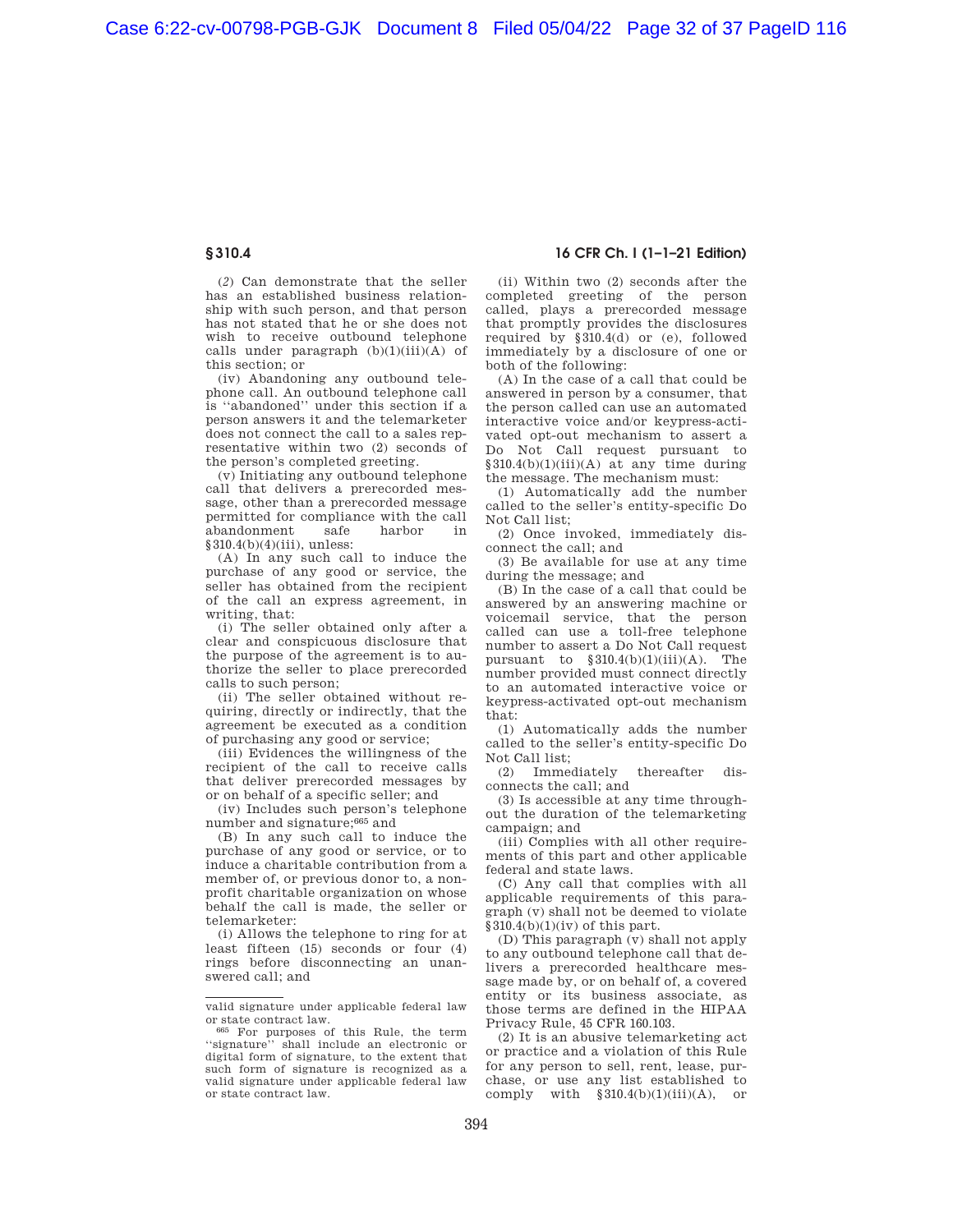(*2*) Can demonstrate that the seller has an established business relationship with such person, and that person has not stated that he or she does not wish to receive outbound telephone calls under paragraph (b)(1)(iii)(A) of this section; or

(iv) Abandoning any outbound telephone call. An outbound telephone call is ''abandoned'' under this section if a person answers it and the telemarketer does not connect the call to a sales representative within two (2) seconds of the person's completed greeting.

(v) Initiating any outbound telephone call that delivers a prerecorded message, other than a prerecorded message permitted for compliance with the call abandonment safe harbor in §310.4(b)(4)(iii), unless:

(A) In any such call to induce the purchase of any good or service, the seller has obtained from the recipient of the call an express agreement, in writing, that:

(*i*) The seller obtained only after a clear and conspicuous disclosure that the purpose of the agreement is to authorize the seller to place prerecorded calls to such person;

(*ii*) The seller obtained without requiring, directly or indirectly, that the agreement be executed as a condition of purchasing any good or service;

(*iii*) Evidences the willingness of the recipient of the call to receive calls that deliver prerecorded messages by or on behalf of a specific seller; and

(*iv*) Includes such person's telephone number and signature;[665] and

(B) In any such call to induce the purchase of any good or service, or to induce a charitable contribution from a member of, or previous donor to, a non-profit charitable organization on whose behalf the call is made, the seller or telemarketer:

(*i*) Allows the telephone to ring for at least fifteen (15) seconds or four (4) rings before disconnecting an unanswered call; and

(*ii*) Within two (2) seconds after the completed greeting of the person called, plays a prerecorded message that promptly provides the disclosures required by §310.4(d) or (e), followed immediately by a disclosure of one or both of the following:

(A) In the case of a call that could be answered in person by a consumer, that the person called can use an automated interactive voice and/or keypress-activated opt-out mechanism to assert a Do Not Call request pursuant to §310.4(b)(1)(iii)(A) at any time during the message. The mechanism must:

(*1*) Automatically add the number called to the seller's entity-specific Do Not Call list;

(*2*) Once invoked, immediately disconnect the call; and

(*3*) Be available for use at any time during the message; and

(B) In the case of a call that could be answered by an answering machine or voicemail service, that the person called can use a toll-free telephone number to assert a Do Not Call request pursuant to §310.4(b)(1)(iii)(A). The number provided must connect directly to an automated interactive voice or keypress-activated opt-out mechanism that:

(*1*) Automatically adds the number called to the seller's entity-specific Do Not Call list;

(*2*) Immediately thereafter disconnects the call; and

(*3*) Is accessible at any time throughout the duration of the telemarketing campaign; and

(*iii*) Complies with all other requirements of this part and other applicable federal and state laws.

(C) Any call that complies with all applicable requirements of this paragraph (v) shall not be deemed to violate §310.4(b)(1)(iv) of this part.

(D) This paragraph (v) shall not apply to any outbound telephone call that delivers a prerecorded healthcare message made by, or on behalf of, a covered entity or its business associate, as those terms are defined in the HIPAA Privacy Rule, 45 CFR 160.103.

(2) It is an abusive telemarketing act or practice and a violation of this Rule for any person to sell, rent, lease, purchase, or use any list established to comply with §310.4(b)(1)(iii)(A), or

---

valid signature under applicable federal law or state contract law.

[665] For purposes of this Rule, the term ''signature'' shall include an electronic or digital form of signature, to the extent that such form of signature is recognized as a valid signature under applicable federal law or state contract law.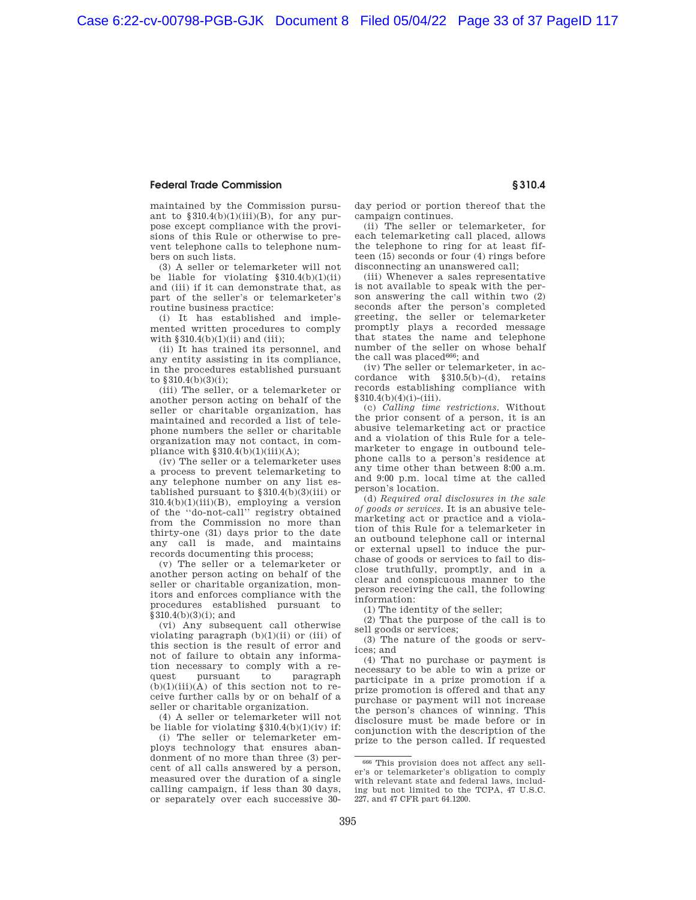maintained by the Commission pursuant to §310.4(b)(1)(iii)(B), for any purpose except compliance with the provisions of this Rule or otherwise to prevent telephone calls to telephone numbers on such lists.

(3) A seller or telemarketer will not be liable for violating §310.4(b)(1)(ii) and (iii) if it can demonstrate that, as part of the seller's or telemarketer's routine business practice:

(i) It has established and implemented written procedures to comply with §310.4(b)(1)(ii) and (iii);

(ii) It has trained its personnel, and any entity assisting in its compliance, in the procedures established pursuant to §310.4(b)(3)(i);

(iii) The seller, or a telemarketer or another person acting on behalf of the seller or charitable organization, has maintained and recorded a list of telephone numbers the seller or charitable organization may not contact, in compliance with §310.4(b)(1)(iii)(A);

(iv) The seller or a telemarketer uses a process to prevent telemarketing to any telephone number on any list established pursuant to §310.4(b)(3)(iii) or 310.4(b)(1)(iii)(B), employing a version of the "do-not-call" registry obtained from the Commission no more than thirty-one (31) days prior to the date any call is made, and maintains records documenting this process;

(v) The seller or a telemarketer or another person acting on behalf of the seller or charitable organization, monitors and enforces compliance with the procedures established pursuant to §310.4(b)(3)(i); and

(vi) Any subsequent call otherwise violating paragraph (b)(1)(ii) or (iii) of this section is the result of error and not of failure to obtain any information necessary to comply with a request pursuant to paragraph (b)(1)(iii)(A) of this section not to receive further calls by or on behalf of a seller or charitable organization.

(4) A seller or telemarketer will not be liable for violating §310.4(b)(1)(iv) if:

(i) The seller or telemarketer employs technology that ensures abandonment of no more than three (3) percent of all calls answered by a person, measured over the duration of a single calling campaign, if less than 30 days, or separately over each successive 30-day period or portion thereof that the campaign continues.

(ii) The seller or telemarketer, for each telemarketing call placed, allows the telephone to ring for at least fifteen (15) seconds or four (4) rings before disconnecting an unanswered call;

(iii) Whenever a sales representative is not available to speak with the person answering the call within two (2) seconds after the person's completed greeting, the seller or telemarketer promptly plays a recorded message that states the name and telephone number of the seller on whose behalf the call was placed[666]; and

(iv) The seller or telemarketer, in accordance with §310.5(b)-(d), retains records establishing compliance with §310.4(b)(4)(i)-(iii).

(c) *Calling time restrictions.* Without the prior consent of a person, it is an abusive telemarketing act or practice and a violation of this Rule for a telemarketer to engage in outbound telephone calls to a person's residence at any time other than between 8:00 a.m. and 9:00 p.m. local time at the called person's location.

(d) *Required oral disclosures in the sale of goods or services.* It is an abusive telemarketing act or practice and a violation of this Rule for a telemarketer in an outbound telephone call or internal or external upsell to induce the purchase of goods or services to fail to disclose truthfully, promptly, and in a clear and conspicuous manner to the person receiving the call, the following information:

(1) The identity of the seller;

(2) That the purpose of the call is to sell goods or services;

(3) The nature of the goods or services; and

(4) That no purchase or payment is necessary to be able to win a prize or participate in a prize promotion if a prize promotion is offered and that any purchase or payment will not increase the person's chances of winning. This disclosure must be made before or in conjunction with the description of the prize to the person called. If requested

---

[666] This provision does not affect any seller's or telemarketer's obligation to comply with relevant state and federal laws, including but not limited to the TCPA, 47 U.S.C. 227, and 47 CFR part 64.1200.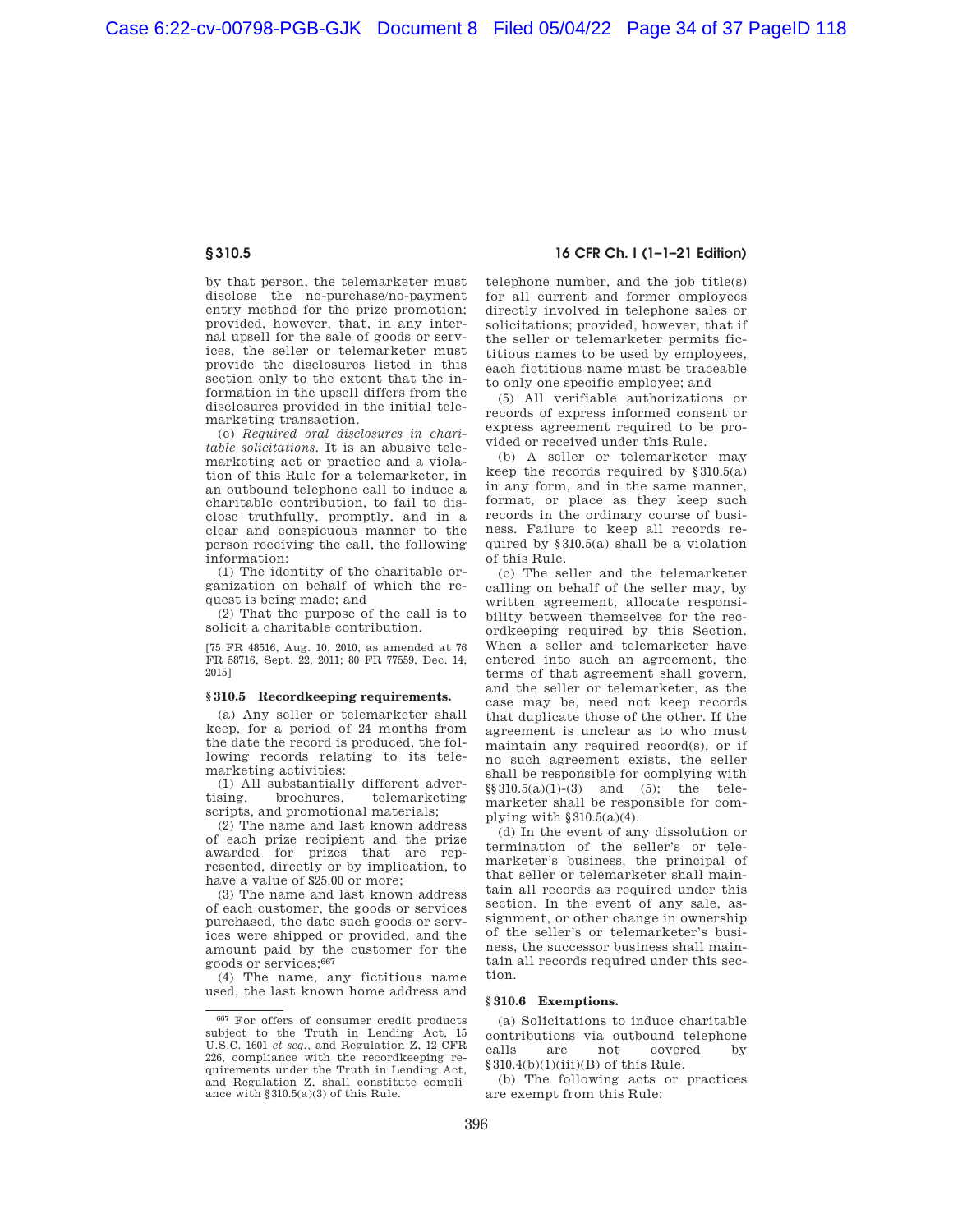by that person, the telemarketer must disclose the no-purchase/no-payment entry method for the prize promotion; provided, however, that, in any internal upsell for the sale of goods or services, the seller or telemarketer must provide the disclosures listed in this section only to the extent that the information in the upsell differs from the disclosures provided in the initial telemarketing transaction.

(e) *Required oral disclosures in charitable solicitations.* It is an abusive telemarketing act or practice and a violation of this Rule for a telemarketer, in an outbound telephone call to induce a charitable contribution, to fail to disclose truthfully, promptly, and in a clear and conspicuous manner to the person receiving the call, the following information:

(1) The identity of the charitable organization on behalf of which the request is being made; and

(2) That the purpose of the call is to solicit a charitable contribution.

[75 FR 48516, Aug. 10, 2010, as amended at 76 FR 58716, Sept. 22, 2011; 80 FR 77559, Dec. 14, 2015]

## § 310.5 Recordkeeping requirements.

(a) Any seller or telemarketer shall keep, for a period of 24 months from the date the record is produced, the following records relating to its telemarketing activities:

(1) All substantially different advertising, brochures, telemarketing scripts, and promotional materials;

(2) The name and last known address of each prize recipient and the prize awarded for prizes that are represented, directly or by implication, to have a value of $25.00 or more;

(3) The name and last known address of each customer, the goods or services purchased, the date such goods or services were shipped or provided, and the amount paid by the customer for the goods or services;[667]

(4) The name, any fictitious name used, the last known home address and telephone number, and the job title(s) for all current and former employees directly involved in telephone sales or solicitations; provided, however, that if the seller or telemarketer permits fictitious names to be used by employees, each fictitious name must be traceable to only one specific employee; and

(5) All verifiable authorizations or records of express informed consent or express agreement required to be provided or received under this Rule.

(b) A seller or telemarketer may keep the records required by §310.5(a) in any form, and in the same manner, format, or place as they keep such records in the ordinary course of business. Failure to keep all records required by §310.5(a) shall be a violation of this Rule.

(c) The seller and the telemarketer calling on behalf of the seller may, by written agreement, allocate responsibility between themselves for the recordkeeping required by this Section. When a seller and telemarketer have entered into such an agreement, the terms of that agreement shall govern, and the seller or telemarketer, as the case may be, need not keep records that duplicate those of the other. If the agreement is unclear as to who must maintain any required record(s), or if no such agreement exists, the seller shall be responsible for complying with §§310.5(a)(1)-(3) and (5); the telemarketer shall be responsible for complying with §310.5(a)(4).

(d) In the event of any dissolution or termination of the seller's or telemarketer's business, the principal of that seller or telemarketer shall maintain all records as required under this section. In the event of any sale, assignment, or other change in ownership of the seller's or telemarketer's business, the successor business shall maintain all records required under this section.

## § 310.6 Exemptions.

(a) Solicitations to induce charitable contributions via outbound telephone calls are not covered by §310.4(b)(1)(iii)(B) of this Rule.

(b) The following acts or practices are exempt from this Rule:

---

[667] For offers of consumer credit products subject to the Truth in Lending Act, 15 U.S.C. 1601 *et seq.*, and Regulation Z, 12 CFR 226, compliance with the recordkeeping requirements under the Truth in Lending Act, and Regulation Z, shall constitute compliance with §310.5(a)(3) of this Rule.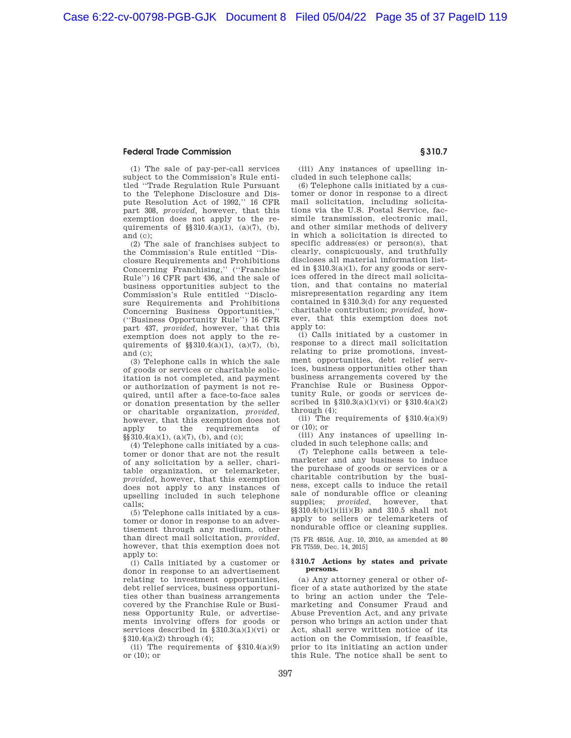(1) The sale of pay-per-call services subject to the Commission's Rule entitled "Trade Regulation Rule Pursuant to the Telephone Disclosure and Dispute Resolution Act of 1992," 16 CFR part 308, *provided*, however, that this exemption does not apply to the requirements of §§310.4(a)(1), (a)(7), (b), and (c);

(2) The sale of franchises subject to the Commission's Rule entitled "Disclosure Requirements and Prohibitions Concerning Franchising," ("Franchise Rule") 16 CFR part 436, and the sale of business opportunities subject to the Commission's Rule entitled "Disclosure Requirements and Prohibitions Concerning Business Opportunities," ("Business Opportunity Rule") 16 CFR part 437, *provided*, however, that this exemption does not apply to the requirements of §§310.4(a)(1), (a)(7), (b), and (c);

(3) Telephone calls in which the sale of goods or services or charitable solicitation is not completed, and payment or authorization of payment is not required, until after a face-to-face sales or donation presentation by the seller or charitable organization, *provided*, however, that this exemption does not apply to the requirements of §§310.4(a)(1), (a)(7), (b), and (c);

(4) Telephone calls initiated by a customer or donor that are not the result of any solicitation by a seller, charitable organization, or telemarketer, *provided*, however, that this exemption does not apply to any instances of upselling included in such telephone calls;

(5) Telephone calls initiated by a customer or donor in response to an advertisement through any medium, other than direct mail solicitation, *provided*, however, that this exemption does not apply to:

(i) Calls initiated by a customer or donor in response to an advertisement relating to investment opportunities, debt relief services, business opportunities other than business arrangements covered by the Franchise Rule or Business Opportunity Rule, or advertisements involving offers for goods or services described in §310.3(a)(1)(vi) or §310.4(a)(2) through (4);

(ii) The requirements of §310.4(a)(9) or (10); or

(iii) Any instances of upselling included in such telephone calls;

(6) Telephone calls initiated by a customer or donor in response to a direct mail solicitation, including solicitations via the U.S. Postal Service, facsimile transmission, electronic mail, and other similar methods of delivery in which a solicitation is directed to specific address(es) or person(s), that clearly, conspicuously, and truthfully discloses all material information listed in §310.3(a)(1), for any goods or services offered in the direct mail solicitation, and that contains no material misrepresentation regarding any item contained in §310.3(d) for any requested charitable contribution; *provided*, however, that this exemption does not apply to:

(i) Calls initiated by a customer in response to a direct mail solicitation relating to prize promotions, investment opportunities, debt relief services, business opportunities other than business arrangements covered by the Franchise Rule or Business Opportunity Rule, or goods or services described in §310.3(a)(1)(vi) or §310.4(a)(2) through (4);

(ii) The requirements of §310.4(a)(9) or (10); or

(iii) Any instances of upselling included in such telephone calls; and

(7) Telephone calls between a telemarketer and any business to induce the purchase of goods or services or a charitable contribution by the business, except calls to induce the retail sale of nondurable office or cleaning supplies; *provided*, however, that §§310.4(b)(1)(iii)(B) and 310.5 shall not apply to sellers or telemarketers of nondurable office or cleaning supplies.

[75 FR 48516, Aug. 10, 2010, as amended at 80 FR 77559, Dec. 14, 2015]

### §310.7 Actions by states and private persons.

(a) Any attorney general or other officer of a state authorized by the state to bring an action under the Telemarketing and Consumer Fraud and Abuse Prevention Act, and any private person who brings an action under that Act, shall serve written notice of its action on the Commission, if feasible, prior to its initiating an action under this Rule. The notice shall be sent to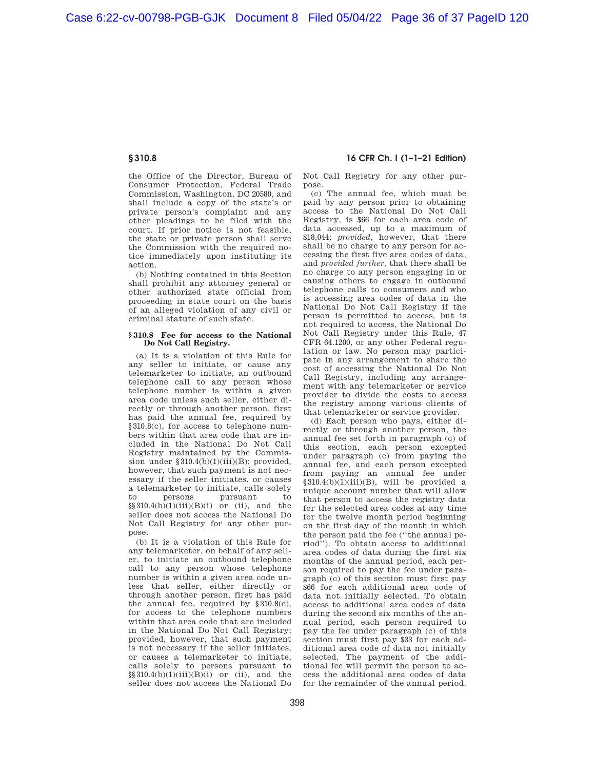the Office of the Director, Bureau of Consumer Protection, Federal Trade Commission, Washington, DC 20580, and shall include a copy of the state's or private person's complaint and any other pleadings to be filed with the court. If prior notice is not feasible, the state or private person shall serve the Commission with the required notice immediately upon instituting its action.

(b) Nothing contained in this Section shall prohibit any attorney general or other authorized state official from proceeding in state court on the basis of an alleged violation of any civil or criminal statute of such state.

### § 310.8 Fee for access to the National Do Not Call Registry.

(a) It is a violation of this Rule for any seller to initiate, or cause any telemarketer to initiate, an outbound telephone call to any person whose telephone number is within a given area code unless such seller, either directly or through another person, first has paid the annual fee, required by § 310.8(c), for access to telephone numbers within that area code that are included in the National Do Not Call Registry maintained by the Commission under § 310.4(b)(1)(iii)(B); provided, however, that such payment is not necessary if the seller initiates, or causes a telemarketer to initiate, calls solely to persons pursuant to §§ 310.4(b)(1)(iii)(B)(i) or (ii), and the seller does not access the National Do Not Call Registry for any other purpose.

(b) It is a violation of this Rule for any telemarketer, on behalf of any seller, to initiate an outbound telephone call to any person whose telephone number is within a given area code unless that seller, either directly or through another person, first has paid the annual fee, required by § 310.8(c), for access to the telephone numbers within that area code that are included in the National Do Not Call Registry; provided, however, that such payment is not necessary if the seller initiates, or causes a telemarketer to initiate, calls solely to persons pursuant to §§ 310.4(b)(1)(iii)(B)(i) or (ii), and the seller does not access the National Do Not Call Registry for any other purpose.

(c) The annual fee, which must be paid by any person prior to obtaining access to the National Do Not Call Registry, is $66 for each area code of data accessed, up to a maximum of $18,044; *provided*, however, that there shall be no charge to any person for accessing the first five area codes of data, and *provided further*, that there shall be no charge to any person engaging in or causing others to engage in outbound telephone calls to consumers and who is accessing area codes of data in the National Do Not Call Registry if the person is permitted to access, but is not required to access, the National Do Not Call Registry under this Rule, 47 CFR 64.1200, or any other Federal regulation or law. No person may participate in any arrangement to share the cost of accessing the National Do Not Call Registry, including any arrangement with any telemarketer or service provider to divide the costs to access the registry among various clients of that telemarketer or service provider.

(d) Each person who pays, either directly or through another person, the annual fee set forth in paragraph (c) of this section, each person excepted under paragraph (c) from paying the annual fee, and each person excepted from paying an annual fee under § 310.4(b)(1)(iii)(B), will be provided a unique account number that will allow that person to access the registry data for the selected area codes at any time for the twelve month period beginning on the first day of the month in which the person paid the fee ("the annual period"). To obtain access to additional area codes of data during the first six months of the annual period, each person required to pay the fee under paragraph (c) of this section must first pay $66 for each additional area code of data not initially selected. To obtain access to additional area codes of data during the second six months of the annual period, each person required to pay the fee under paragraph (c) of this section must first pay $33 for each additional area code of data not initially selected. The payment of the additional fee will permit the person to access the additional area codes of data for the remainder of the annual period.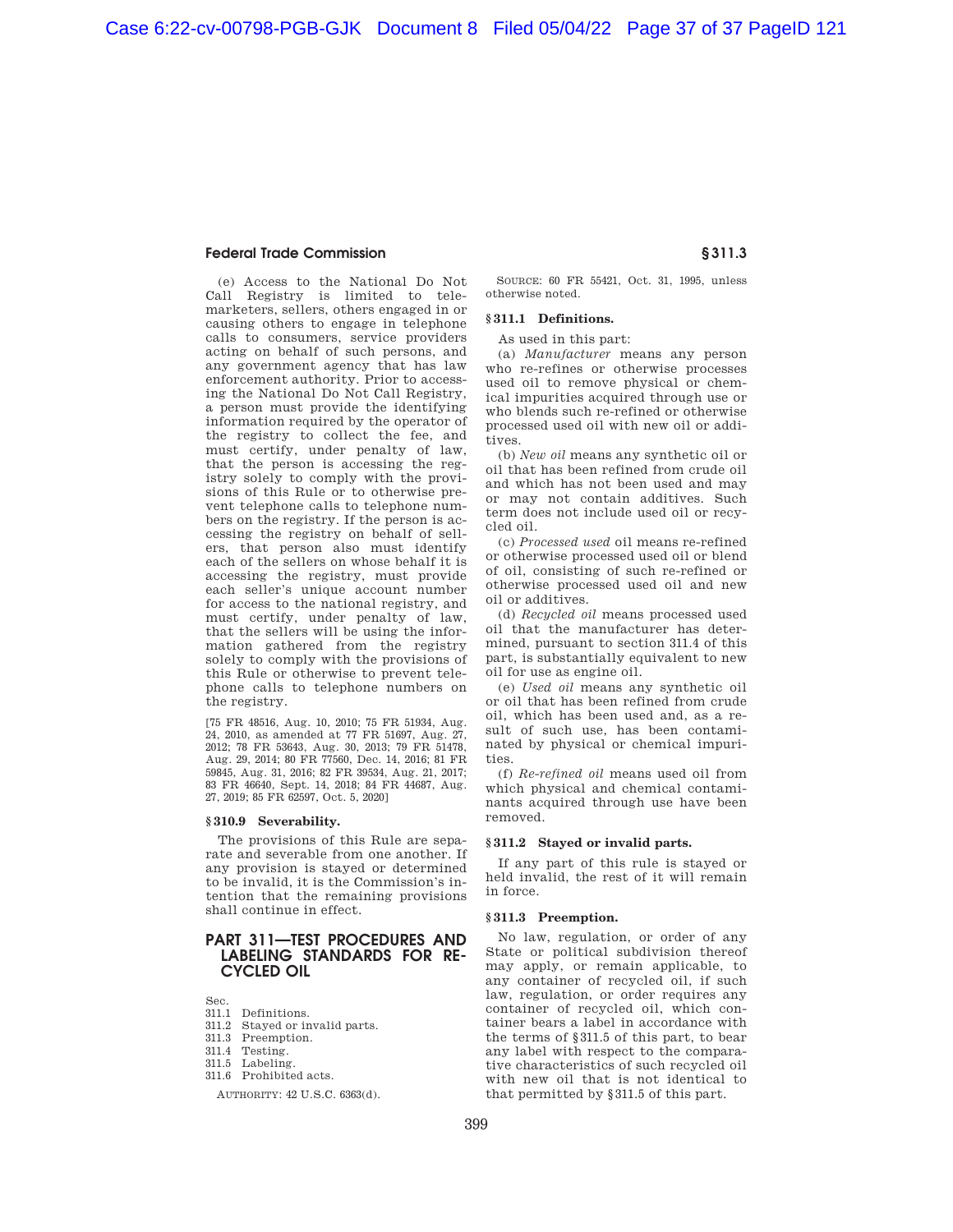(e) Access to the National Do Not Call Registry is limited to telemarketers, sellers, others engaged in or causing others to engage in telephone calls to consumers, service providers acting on behalf of such persons, and any government agency that has law enforcement authority. Prior to accessing the National Do Not Call Registry, a person must provide the identifying information required by the operator of the registry to collect the fee, and must certify, under penalty of law, that the person is accessing the registry solely to comply with the provisions of this Rule or to otherwise prevent telephone calls to telephone numbers on the registry. If the person is accessing the registry on behalf of sellers, that person also must identify each of the sellers on whose behalf it is accessing the registry, must provide each seller's unique account number for access to the national registry, and must certify, under penalty of law, that the sellers will be using the information gathered from the registry solely to comply with the provisions of this Rule or otherwise to prevent telephone calls to telephone numbers on the registry.

[75 FR 48516, Aug. 10, 2010; 75 FR 51934, Aug. 24, 2010, as amended at 77 FR 51697, Aug. 27, 2012; 78 FR 53643, Aug. 30, 2013; 79 FR 51478, Aug. 29, 2014; 80 FR 77560, Dec. 14, 2016; 81 FR 59845, Aug. 31, 2016; 82 FR 39534, Aug. 21, 2017; 83 FR 46640, Sept. 14, 2018; 84 FR 44687, Aug. 27, 2019; 85 FR 62597, Oct. 5, 2020]

### § 310.9 Severability.

The provisions of this Rule are separate and severable from one another. If any provision is stayed or determined to be invalid, it is the Commission's intention that the remaining provisions shall continue in effect.

## PART 311—TEST PROCEDURES AND LABELING STANDARDS FOR RECYCLED OIL

Sec.
311.1 Definitions.
311.2 Stayed or invalid parts.
311.3 Preemption.
311.4 Testing.
311.5 Labeling.
311.6 Prohibited acts.

AUTHORITY: 42 U.S.C. 6363(d).

SOURCE: 60 FR 55421, Oct. 31, 1995, unless otherwise noted.

### § 311.1 Definitions.

As used in this part:

(a) *Manufacturer* means any person who re-refines or otherwise processes used oil to remove physical or chemical impurities acquired through use or who blends such re-refined or otherwise processed used oil with new oil or additives.

(b) *New oil* means any synthetic oil or oil that has been refined from crude oil and which has not been used and may or may not contain additives. Such term does not include used oil or recycled oil.

(c) *Processed used* oil means re-refined or otherwise processed used oil or blend of oil, consisting of such re-refined or otherwise processed used oil and new oil or additives.

(d) *Recycled oil* means processed used oil that the manufacturer has determined, pursuant to section 311.4 of this part, is substantially equivalent to new oil for use as engine oil.

(e) *Used oil* means any synthetic oil or oil that has been refined from crude oil, which has been used and, as a result of such use, has been contaminated by physical or chemical impurities.

(f) *Re-refined oil* means used oil from which physical and chemical contaminants acquired through use have been removed.

### § 311.2 Stayed or invalid parts.

If any part of this rule is stayed or held invalid, the rest of it will remain in force.

### § 311.3 Preemption.

No law, regulation, or order of any State or political subdivision thereof may apply, or remain applicable, to any container of recycled oil, if such law, regulation, or order requires any container of recycled oil, which container bears a label in accordance with the terms of § 311.5 of this part, to bear any label with respect to the comparative characteristics of such recycled oil with new oil that is not identical to that permitted by § 311.5 of this part.